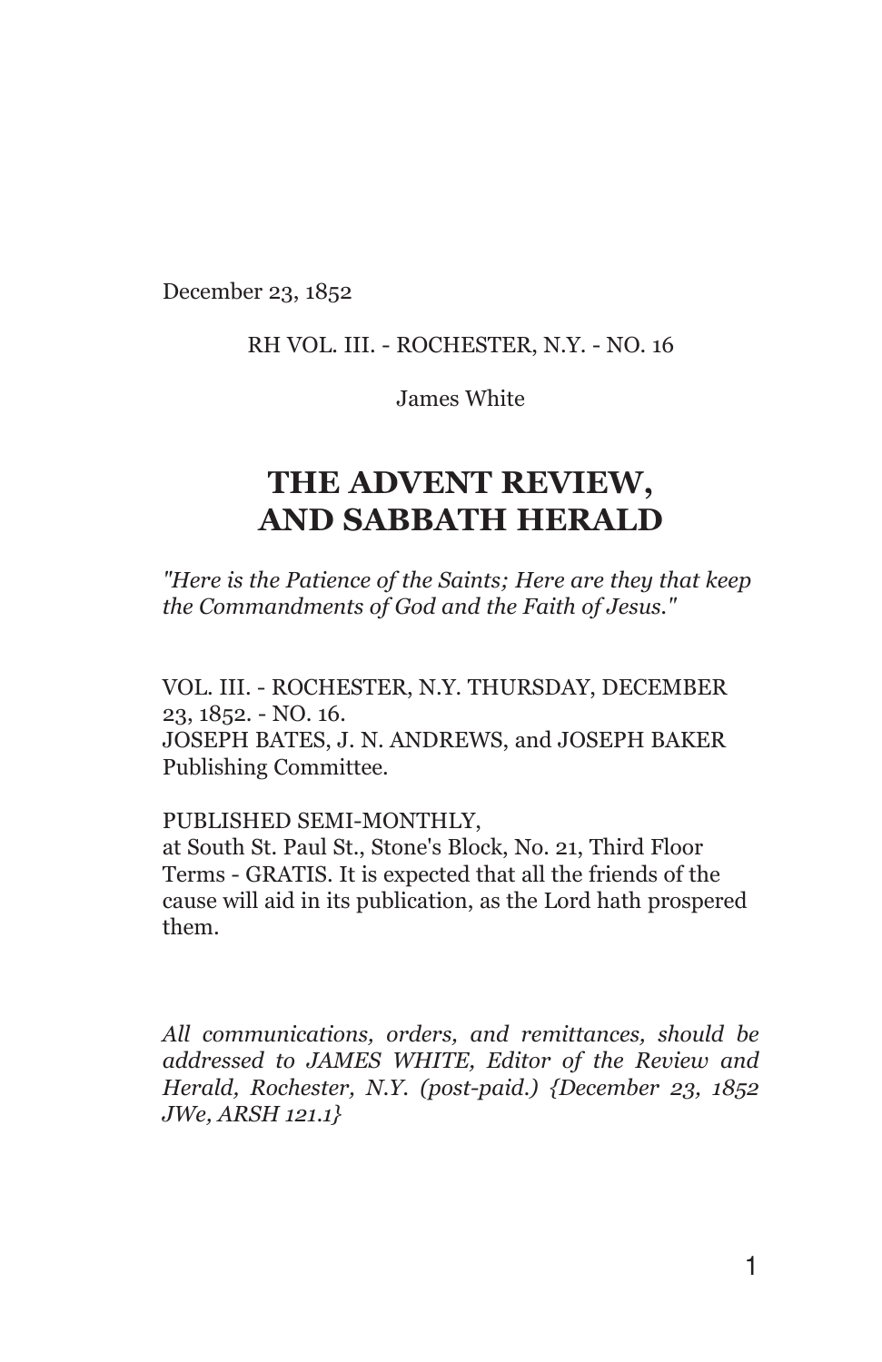December 23, 1852

RH VOL. III. - ROCHESTER, N.Y. - NO. 16

James White

# THE ADVENT REVIEW, AND SABBATH HERALD

*"Here is the Patience of the Saints; Here are they that keep the Commandments of God and the Faith of Jesus."*

VOL. III. - ROCHESTER, N.Y. THURSDAY, DECEMBER 23, 1852. - NO. 16.
JOSEPH BATES, J. N. ANDREWS, and JOSEPH BAKER Publishing Committee.

PUBLISHED SEMI-MONTHLY,
at South St. Paul St., Stone's Block, No. 21, Third Floor
Terms - GRATIS. It is expected that all the friends of the cause will aid in its publication, as the Lord hath prospered them.

*All communications, orders, and remittances, should be addressed to JAMES WHITE, Editor of the Review and Herald, Rochester, N.Y. (post-paid.) {December 23, 1852 JWe, ARSH 121.1}*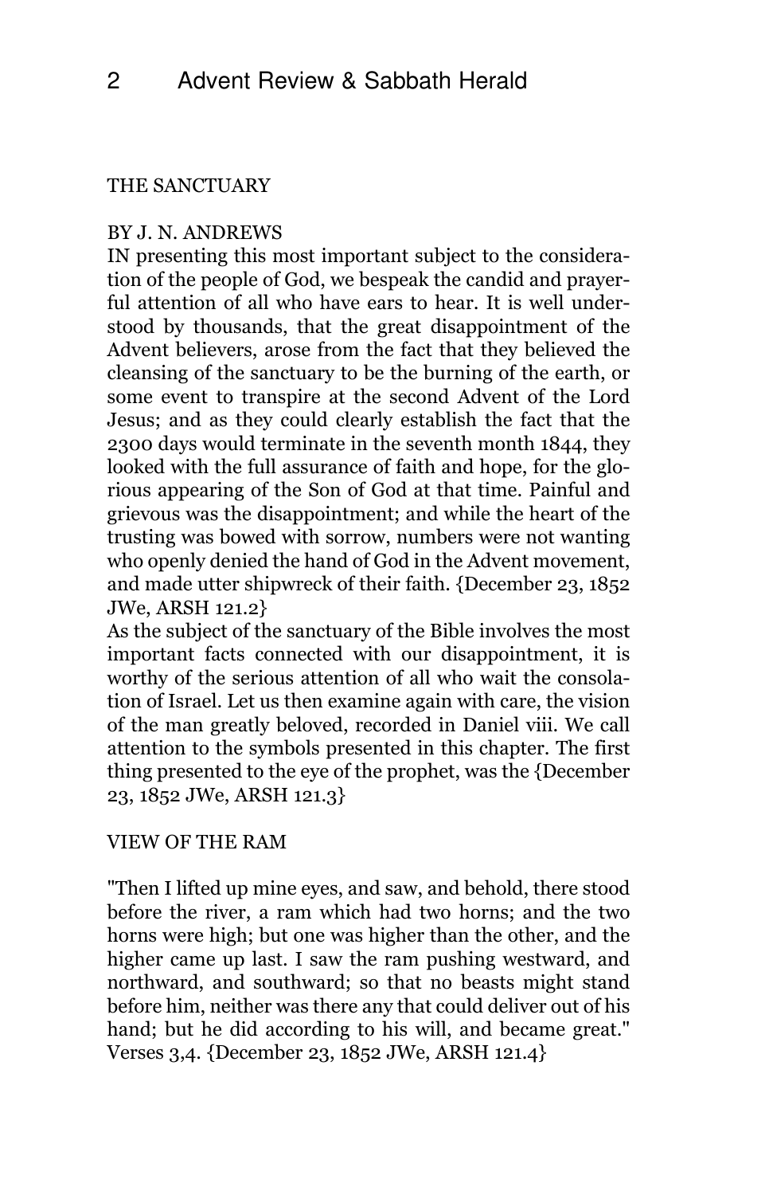## THE SANCTUARY

BY J. N. ANDREWS

IN presenting this most important subject to the consideration of the people of God, we bespeak the candid and prayerful attention of all who have ears to hear. It is well understood by thousands, that the great disappointment of the Advent believers, arose from the fact that they believed the cleansing of the sanctuary to be the burning of the earth, or some event to transpire at the second Advent of the Lord Jesus; and as they could clearly establish the fact that the 2300 days would terminate in the seventh month 1844, they looked with the full assurance of faith and hope, for the glorious appearing of the Son of God at that time. Painful and grievous was the disappointment; and while the heart of the trusting was bowed with sorrow, numbers were not wanting who openly denied the hand of God in the Advent movement, and made utter shipwreck of their faith. {December 23, 1852 JWe, ARSH 121.2}

As the subject of the sanctuary of the Bible involves the most important facts connected with our disappointment, it is worthy of the serious attention of all who wait the consolation of Israel. Let us then examine again with care, the vision of the man greatly beloved, recorded in Daniel viii. We call attention to the symbols presented in this chapter. The first thing presented to the eye of the prophet, was the {December 23, 1852 JWe, ARSH 121.3}

### VIEW OF THE RAM

"Then I lifted up mine eyes, and saw, and behold, there stood before the river, a ram which had two horns; and the two horns were high; but one was higher than the other, and the higher came up last. I saw the ram pushing westward, and northward, and southward; so that no beasts might stand before him, neither was there any that could deliver out of his hand; but he did according to his will, and became great." Verses 3,4. {December 23, 1852 JWe, ARSH 121.4}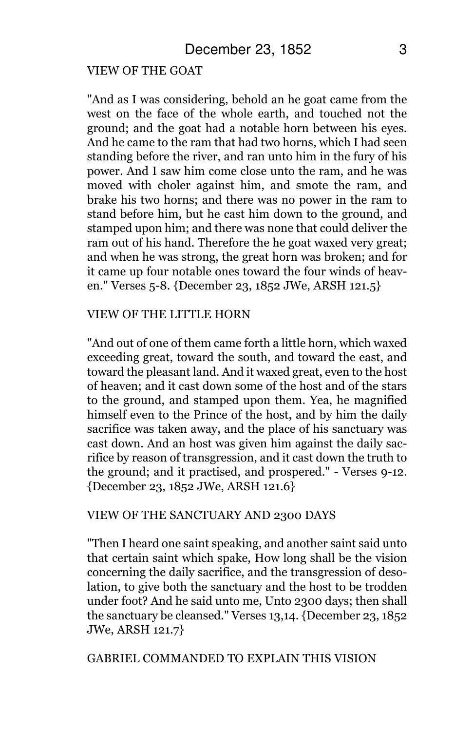VIEW OF THE GOAT

"And as I was considering, behold an he goat came from the west on the face of the whole earth, and touched not the ground; and the goat had a notable horn between his eyes. And he came to the ram that had two horns, which I had seen standing before the river, and ran unto him in the fury of his power. And I saw him come close unto the ram, and he was moved with choler against him, and smote the ram, and brake his two horns; and there was no power in the ram to stand before him, but he cast him down to the ground, and stamped upon him; and there was none that could deliver the ram out of his hand. Therefore the he goat waxed very great; and when he was strong, the great horn was broken; and for it came up four notable ones toward the four winds of heaven." Verses 5-8. {December 23, 1852 JWe, ARSH 121.5}

VIEW OF THE LITTLE HORN

"And out of one of them came forth a little horn, which waxed exceeding great, toward the south, and toward the east, and toward the pleasant land. And it waxed great, even to the host of heaven; and it cast down some of the host and of the stars to the ground, and stamped upon them. Yea, he magnified himself even to the Prince of the host, and by him the daily sacrifice was taken away, and the place of his sanctuary was cast down. And an host was given him against the daily sacrifice by reason of transgression, and it cast down the truth to the ground; and it practised, and prospered." - Verses 9-12. {December 23, 1852 JWe, ARSH 121.6}

VIEW OF THE SANCTUARY AND 2300 DAYS

"Then I heard one saint speaking, and another saint said unto that certain saint which spake, How long shall be the vision concerning the daily sacrifice, and the transgression of desolation, to give both the sanctuary and the host to be trodden under foot? And he said unto me, Unto 2300 days; then shall the sanctuary be cleansed." Verses 13,14. {December 23, 1852 JWe, ARSH 121.7}

GABRIEL COMMANDED TO EXPLAIN THIS VISION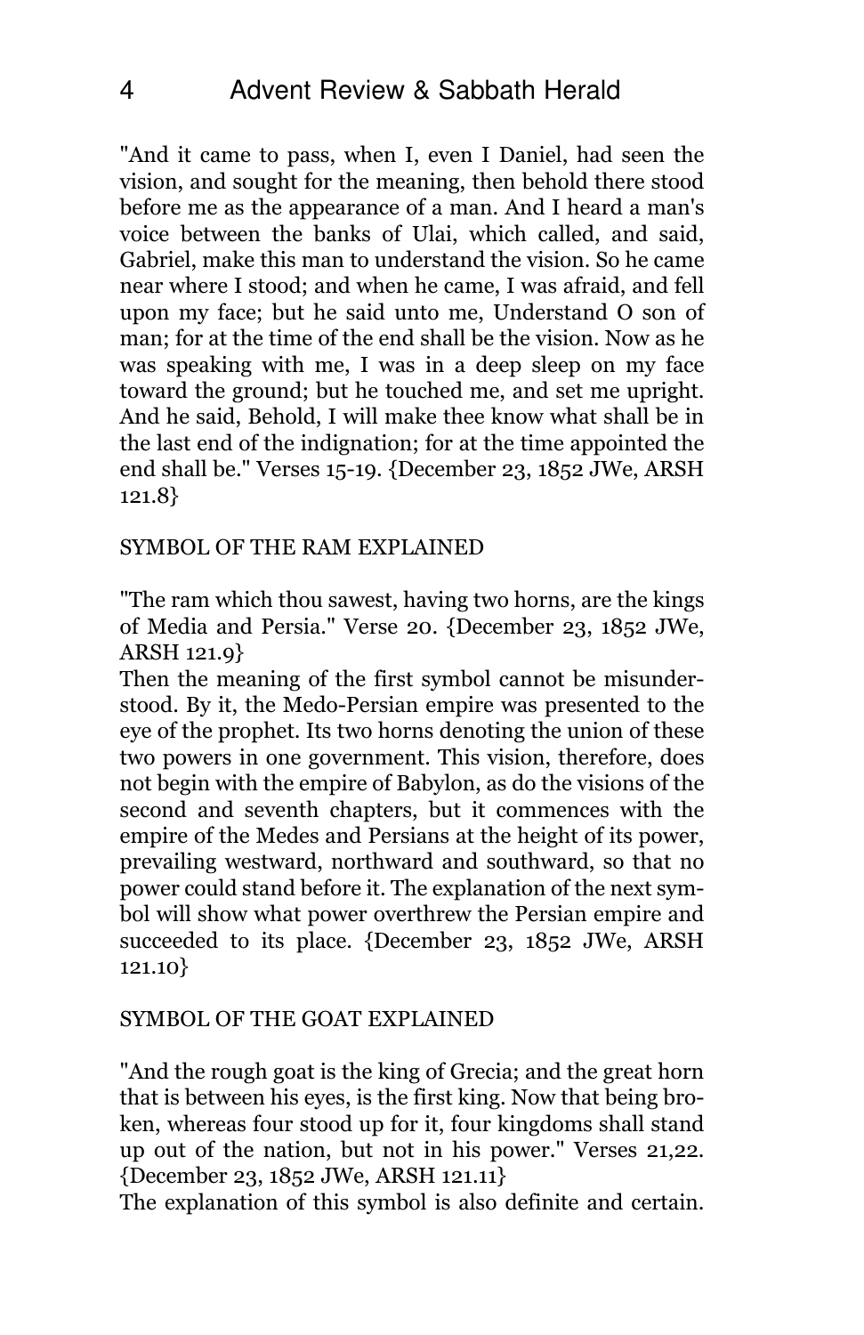"And it came to pass, when I, even I Daniel, had seen the vision, and sought for the meaning, then behold there stood before me as the appearance of a man. And I heard a man's voice between the banks of Ulai, which called, and said, Gabriel, make this man to understand the vision. So he came near where I stood; and when he came, I was afraid, and fell upon my face; but he said unto me, Understand O son of man; for at the time of the end shall be the vision. Now as he was speaking with me, I was in a deep sleep on my face toward the ground; but he touched me, and set me upright. And he said, Behold, I will make thee know what shall be in the last end of the indignation; for at the time appointed the end shall be." Verses 15-19. {December 23, 1852 JWe, ARSH 121.8}

SYMBOL OF THE RAM EXPLAINED

"The ram which thou sawest, having two horns, are the kings of Media and Persia." Verse 20. {December 23, 1852 JWe, ARSH 121.9}

Then the meaning of the first symbol cannot be misunderstood. By it, the Medo-Persian empire was presented to the eye of the prophet. Its two horns denoting the union of these two powers in one government. This vision, therefore, does not begin with the empire of Babylon, as do the visions of the second and seventh chapters, but it commences with the empire of the Medes and Persians at the height of its power, prevailing westward, northward and southward, so that no power could stand before it. The explanation of the next symbol will show what power overthrew the Persian empire and succeeded to its place. {December 23, 1852 JWe, ARSH 121.10}

SYMBOL OF THE GOAT EXPLAINED

"And the rough goat is the king of Grecia; and the great horn that is between his eyes, is the first king. Now that being broken, whereas four stood up for it, four kingdoms shall stand up out of the nation, but not in his power." Verses 21,22. {December 23, 1852 JWe, ARSH 121.11}

The explanation of this symbol is also definite and certain.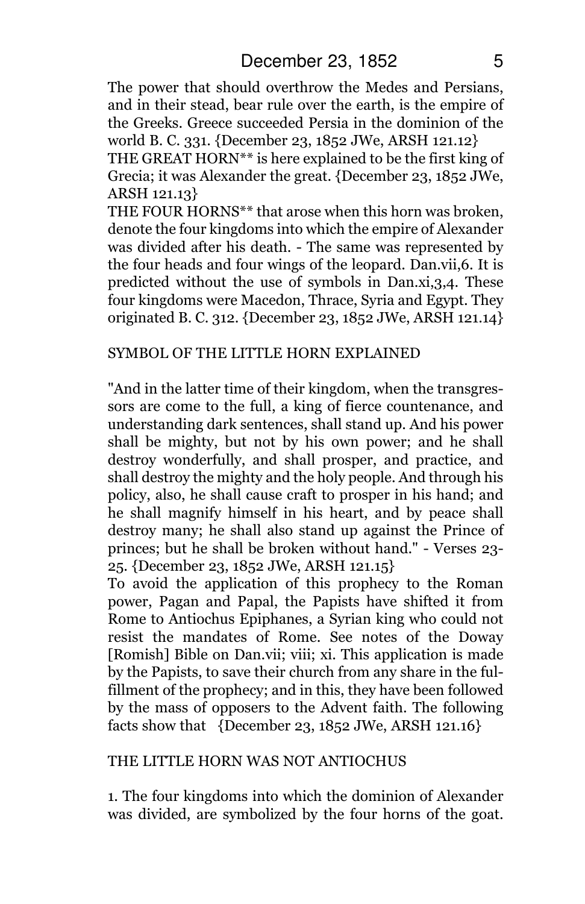The power that should overthrow the Medes and Persians, and in their stead, bear rule over the earth, is the empire of the Greeks. Greece succeeded Persia in the dominion of the world B. C. 331. {December 23, 1852 JWe, ARSH 121.12}

THE GREAT HORN** is here explained to be the first king of Grecia; it was Alexander the great. {December 23, 1852 JWe, ARSH 121.13}

THE FOUR HORNS** that arose when this horn was broken, denote the four kingdoms into which the empire of Alexander was divided after his death. - The same was represented by the four heads and four wings of the leopard. Dan.vii,6. It is predicted without the use of symbols in Dan.xi,3,4. These four kingdoms were Macedon, Thrace, Syria and Egypt. They originated B. C. 312. {December 23, 1852 JWe, ARSH 121.14}

SYMBOL OF THE LITTLE HORN EXPLAINED

"And in the latter time of their kingdom, when the transgressors are come to the full, a king of fierce countenance, and understanding dark sentences, shall stand up. And his power shall be mighty, but not by his own power; and he shall destroy wonderfully, and shall prosper, and practice, and shall destroy the mighty and the holy people. And through his policy, also, he shall cause craft to prosper in his hand; and he shall magnify himself in his heart, and by peace shall destroy many; he shall also stand up against the Prince of princes; but he shall be broken without hand." - Verses 23-25. {December 23, 1852 JWe, ARSH 121.15}

To avoid the application of this prophecy to the Roman power, Pagan and Papal, the Papists have shifted it from Rome to Antiochus Epiphanes, a Syrian king who could not resist the mandates of Rome. See notes of the Doway [Romish] Bible on Dan.vii; viii; xi. This application is made by the Papists, to save their church from any share in the fulfillment of the prophecy; and in this, they have been followed by the mass of opposers to the Advent faith. The following facts show that {December 23, 1852 JWe, ARSH 121.16}

THE LITTLE HORN WAS NOT ANTIOCHUS

1. The four kingdoms into which the dominion of Alexander was divided, are symbolized by the four horns of the goat.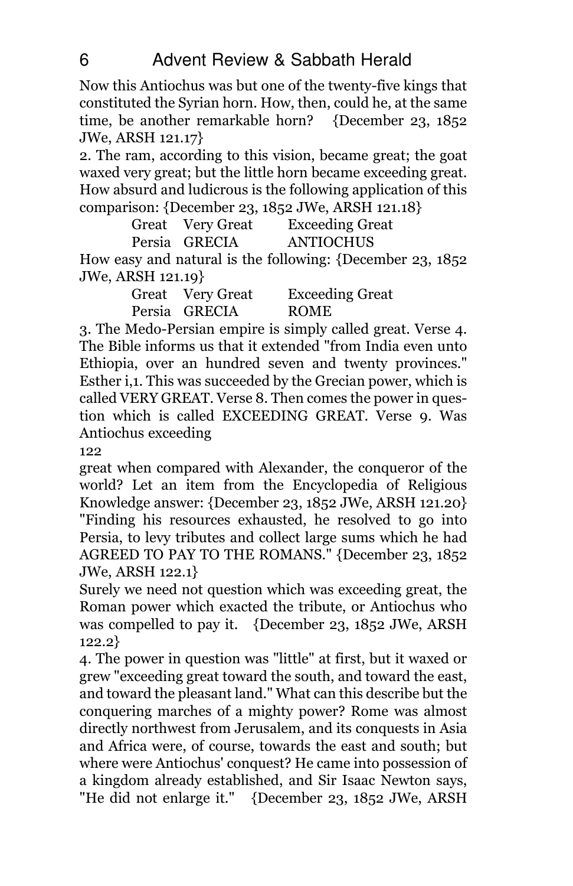Now this Antiochus was but one of the twenty-five kings that constituted the Syrian horn. How, then, could he, at the same time, be another remarkable horn? {December 23, 1852 JWe, ARSH 121.17}

2. The ram, according to this vision, became great; the goat waxed very great; but the little horn became exceeding great. How absurd and ludicrous is the following application of this comparison: {December 23, 1852 JWe, ARSH 121.18}

| Great | Very Great | Exceeding Great |
|---|---|---|
| Persia | GRECIA | ANTIOCHUS |

How easy and natural is the following: {December 23, 1852 JWe, ARSH 121.19}

| Great | Very Great | Exceeding Great |
|---|---|---|
| Persia | GRECIA | ROME |

3. The Medo-Persian empire is simply called great. Verse 4. The Bible informs us that it extended "from India even unto Ethiopia, over an hundred seven and twenty provinces." Esther i,1. This was succeeded by the Grecian power, which is called VERY GREAT. Verse 8. Then comes the power in question which is called EXCEEDING GREAT. Verse 9. Was Antiochus exceeding

122

great when compared with Alexander, the conqueror of the world? Let an item from the Encyclopedia of Religious Knowledge answer: {December 23, 1852 JWe, ARSH 121.20}

"Finding his resources exhausted, he resolved to go into Persia, to levy tributes and collect large sums which he had AGREED TO PAY TO THE ROMANS." {December 23, 1852 JWe, ARSH 122.1}

Surely we need not question which was exceeding great, the Roman power which exacted the tribute, or Antiochus who was compelled to pay it. {December 23, 1852 JWe, ARSH 122.2}

4. The power in question was "little" at first, but it waxed or grew "exceeding great toward the south, and toward the east, and toward the pleasant land." What can this describe but the conquering marches of a mighty power? Rome was almost directly northwest from Jerusalem, and its conquests in Asia and Africa were, of course, towards the east and south; but where were Antiochus' conquest? He came into possession of a kingdom already established, and Sir Isaac Newton says, "He did not enlarge it." {December 23, 1852 JWe, ARSH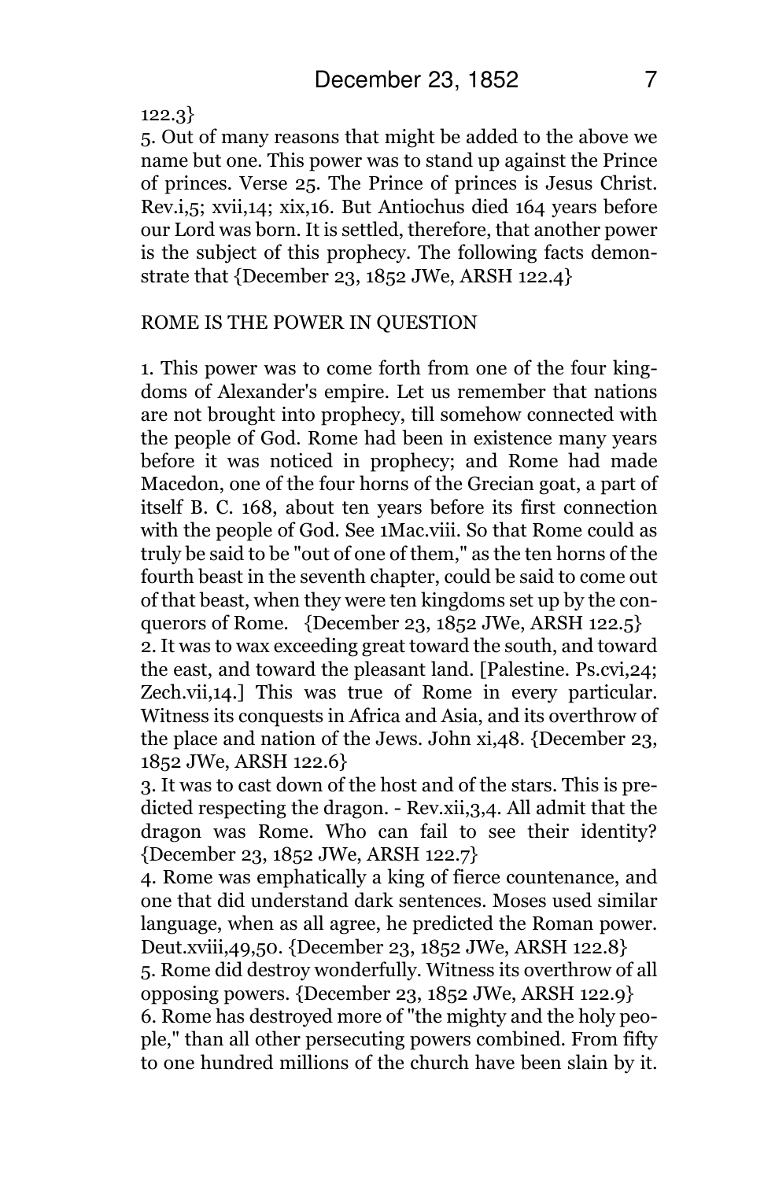122.3}

5. Out of many reasons that might be added to the above we name but one. This power was to stand up against the Prince of princes. Verse 25. The Prince of princes is Jesus Christ. Rev.i,5; xvii,14; xix,16. But Antiochus died 164 years before our Lord was born. It is settled, therefore, that another power is the subject of this prophecy. The following facts demonstrate that {December 23, 1852 JWe, ARSH 122.4}

ROME IS THE POWER IN QUESTION

1. This power was to come forth from one of the four kingdoms of Alexander's empire. Let us remember that nations are not brought into prophecy, till somehow connected with the people of God. Rome had been in existence many years before it was noticed in prophecy; and Rome had made Macedon, one of the four horns of the Grecian goat, a part of itself B. C. 168, about ten years before its first connection with the people of God. See 1Mac.viii. So that Rome could as truly be said to be "out of one of them," as the ten horns of the fourth beast in the seventh chapter, could be said to come out of that beast, when they were ten kingdoms set up by the conquerors of Rome. {December 23, 1852 JWe, ARSH 122.5}

2. It was to wax exceeding great toward the south, and toward the east, and toward the pleasant land. [Palestine. Ps.cvi,24; Zech.vii,14.] This was true of Rome in every particular. Witness its conquests in Africa and Asia, and its overthrow of the place and nation of the Jews. John xi,48. {December 23, 1852 JWe, ARSH 122.6}

3. It was to cast down of the host and of the stars. This is predicted respecting the dragon. - Rev.xii,3,4. All admit that the dragon was Rome. Who can fail to see their identity? {December 23, 1852 JWe, ARSH 122.7}

4. Rome was emphatically a king of fierce countenance, and one that did understand dark sentences. Moses used similar language, when as all agree, he predicted the Roman power. Deut.xviii,49,50. {December 23, 1852 JWe, ARSH 122.8}

5. Rome did destroy wonderfully. Witness its overthrow of all opposing powers. {December 23, 1852 JWe, ARSH 122.9}

6. Rome has destroyed more of "the mighty and the holy people," than all other persecuting powers combined. From fifty to one hundred millions of the church have been slain by it.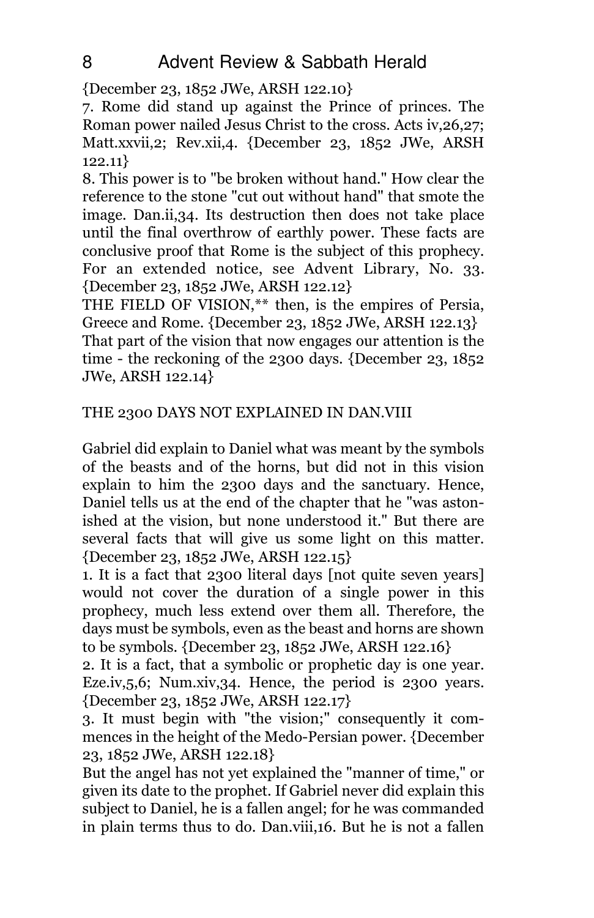{December 23, 1852 JWe, ARSH 122.10}

7. Rome did stand up against the Prince of princes. The Roman power nailed Jesus Christ to the cross. Acts iv,26,27; Matt.xxvii,2; Rev.xii,4. {December 23, 1852 JWe, ARSH 122.11}

8. This power is to "be broken without hand." How clear the reference to the stone "cut out without hand" that smote the image. Dan.ii,34. Its destruction then does not take place until the final overthrow of earthly power. These facts are conclusive proof that Rome is the subject of this prophecy. For an extended notice, see Advent Library, No. 33. {December 23, 1852 JWe, ARSH 122.12}

THE FIELD OF VISION,** then, is the empires of Persia, Greece and Rome. {December 23, 1852 JWe, ARSH 122.13}

That part of the vision that now engages our attention is the time - the reckoning of the 2300 days. {December 23, 1852 JWe, ARSH 122.14}

THE 2300 DAYS NOT EXPLAINED IN DAN.VIII

Gabriel did explain to Daniel what was meant by the symbols of the beasts and of the horns, but did not in this vision explain to him the 2300 days and the sanctuary. Hence, Daniel tells us at the end of the chapter that he "was astonished at the vision, but none understood it." But there are several facts that will give us some light on this matter. {December 23, 1852 JWe, ARSH 122.15}

1. It is a fact that 2300 literal days [not quite seven years] would not cover the duration of a single power in this prophecy, much less extend over them all. Therefore, the days must be symbols, even as the beast and horns are shown to be symbols. {December 23, 1852 JWe, ARSH 122.16}

2. It is a fact, that a symbolic or prophetic day is one year. Eze.iv,5,6; Num.xiv,34. Hence, the period is 2300 years. {December 23, 1852 JWe, ARSH 122.17}

3. It must begin with "the vision;" consequently it commences in the height of the Medo-Persian power. {December 23, 1852 JWe, ARSH 122.18}

But the angel has not yet explained the "manner of time," or given its date to the prophet. If Gabriel never did explain this subject to Daniel, he is a fallen angel; for he was commanded in plain terms thus to do. Dan.viii,16. But he is not a fallen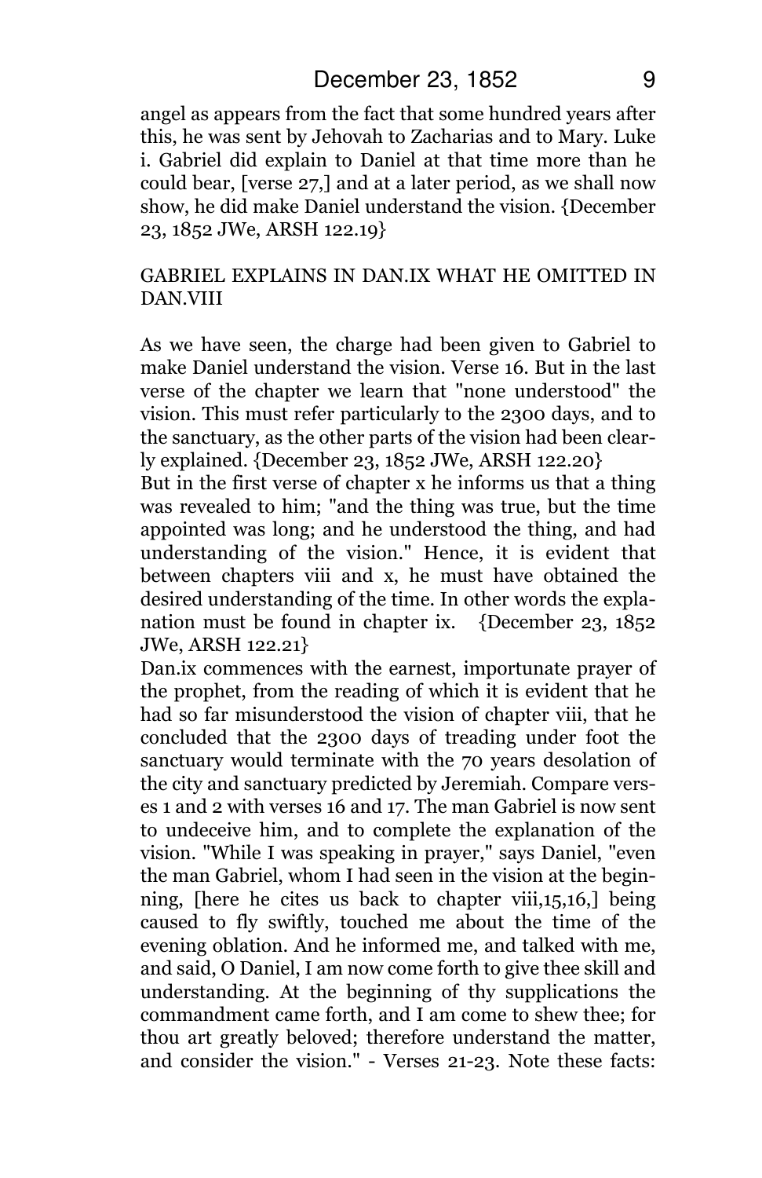angel as appears from the fact that some hundred years after this, he was sent by Jehovah to Zacharias and to Mary. Luke i. Gabriel did explain to Daniel at that time more than he could bear, [verse 27,] and at a later period, as we shall now show, he did make Daniel understand the vision. {December 23, 1852 JWe, ARSH 122.19}

GABRIEL EXPLAINS IN DAN.IX WHAT HE OMITTED IN DAN.VIII

As we have seen, the charge had been given to Gabriel to make Daniel understand the vision. Verse 16. But in the last verse of the chapter we learn that "none understood" the vision. This must refer particularly to the 2300 days, and to the sanctuary, as the other parts of the vision had been clearly explained. {December 23, 1852 JWe, ARSH 122.20}

But in the first verse of chapter x he informs us that a thing was revealed to him; "and the thing was true, but the time appointed was long; and he understood the thing, and had understanding of the vision." Hence, it is evident that between chapters viii and x, he must have obtained the desired understanding of the time. In other words the explanation must be found in chapter ix. {December 23, 1852 JWe, ARSH 122.21}

Dan.ix commences with the earnest, importunate prayer of the prophet, from the reading of which it is evident that he had so far misunderstood the vision of chapter viii, that he concluded that the 2300 days of treading under foot the sanctuary would terminate with the 70 years desolation of the city and sanctuary predicted by Jeremiah. Compare verses 1 and 2 with verses 16 and 17. The man Gabriel is now sent to undeceive him, and to complete the explanation of the vision. "While I was speaking in prayer," says Daniel, "even the man Gabriel, whom I had seen in the vision at the beginning, [here he cites us back to chapter viii,15,16,] being caused to fly swiftly, touched me about the time of the evening oblation. And he informed me, and talked with me, and said, O Daniel, I am now come forth to give thee skill and understanding. At the beginning of thy supplications the commandment came forth, and I am come to shew thee; for thou art greatly beloved; therefore understand the matter, and consider the vision." - Verses 21-23. Note these facts: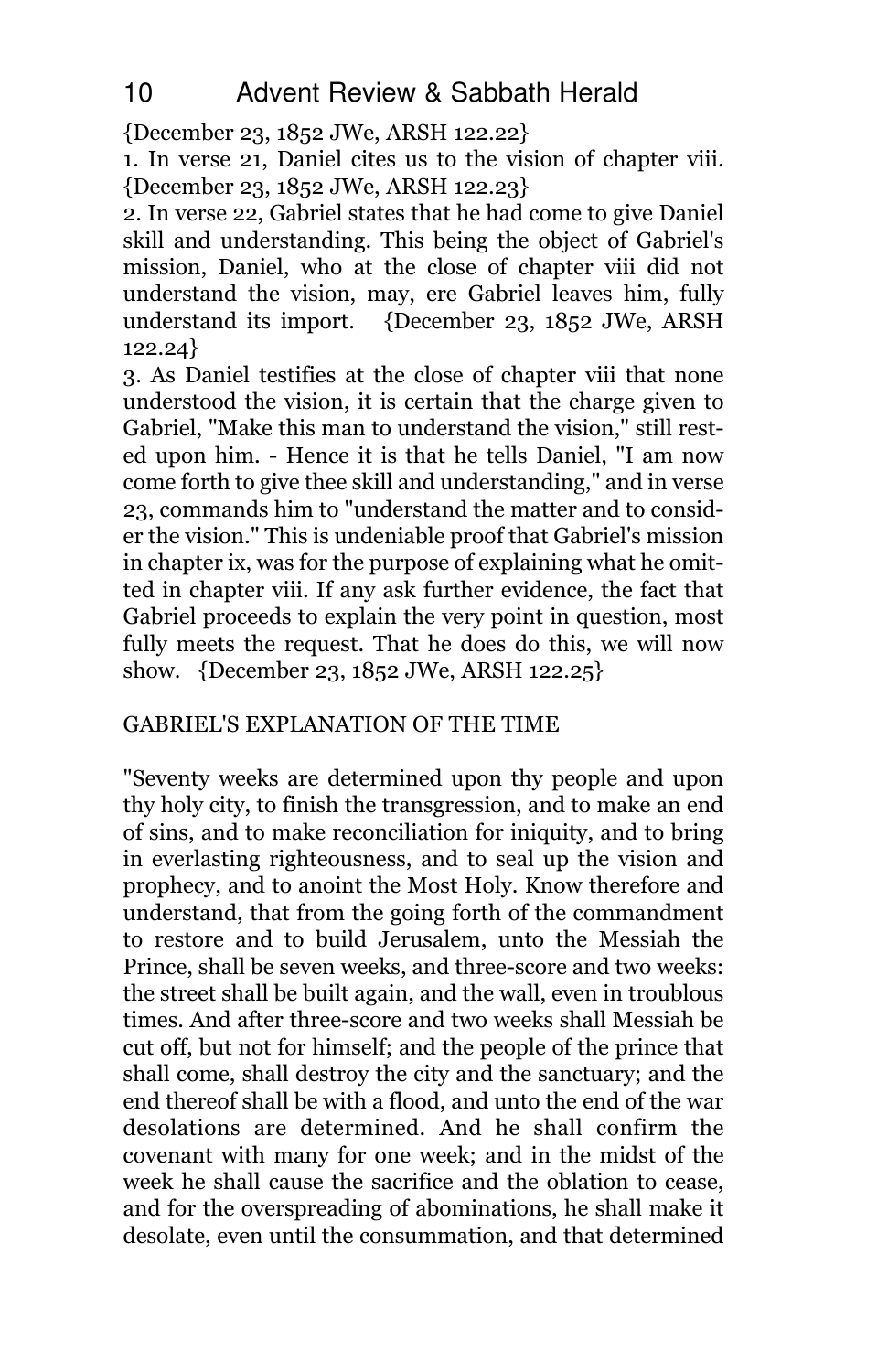{December 23, 1852 JWe, ARSH 122.22}

1. In verse 21, Daniel cites us to the vision of chapter viii. {December 23, 1852 JWe, ARSH 122.23}

2. In verse 22, Gabriel states that he had come to give Daniel skill and understanding. This being the object of Gabriel's mission, Daniel, who at the close of chapter viii did not understand the vision, may, ere Gabriel leaves him, fully understand its import. {December 23, 1852 JWe, ARSH 122.24}

3. As Daniel testifies at the close of chapter viii that none understood the vision, it is certain that the charge given to Gabriel, "Make this man to understand the vision," still rested upon him. - Hence it is that he tells Daniel, "I am now come forth to give thee skill and understanding," and in verse 23, commands him to "understand the matter and to consider the vision." This is undeniable proof that Gabriel's mission in chapter ix, was for the purpose of explaining what he omitted in chapter viii. If any ask further evidence, the fact that Gabriel proceeds to explain the very point in question, most fully meets the request. That he does do this, we will now show. {December 23, 1852 JWe, ARSH 122.25}

GABRIEL'S EXPLANATION OF THE TIME

"Seventy weeks are determined upon thy people and upon thy holy city, to finish the transgression, and to make an end of sins, and to make reconciliation for iniquity, and to bring in everlasting righteousness, and to seal up the vision and prophecy, and to anoint the Most Holy. Know therefore and understand, that from the going forth of the commandment to restore and to build Jerusalem, unto the Messiah the Prince, shall be seven weeks, and three-score and two weeks: the street shall be built again, and the wall, even in troublous times. And after three-score and two weeks shall Messiah be cut off, but not for himself; and the people of the prince that shall come, shall destroy the city and the sanctuary; and the end thereof shall be with a flood, and unto the end of the war desolations are determined. And he shall confirm the covenant with many for one week; and in the midst of the week he shall cause the sacrifice and the oblation to cease, and for the overspreading of abominations, he shall make it desolate, even until the consummation, and that determined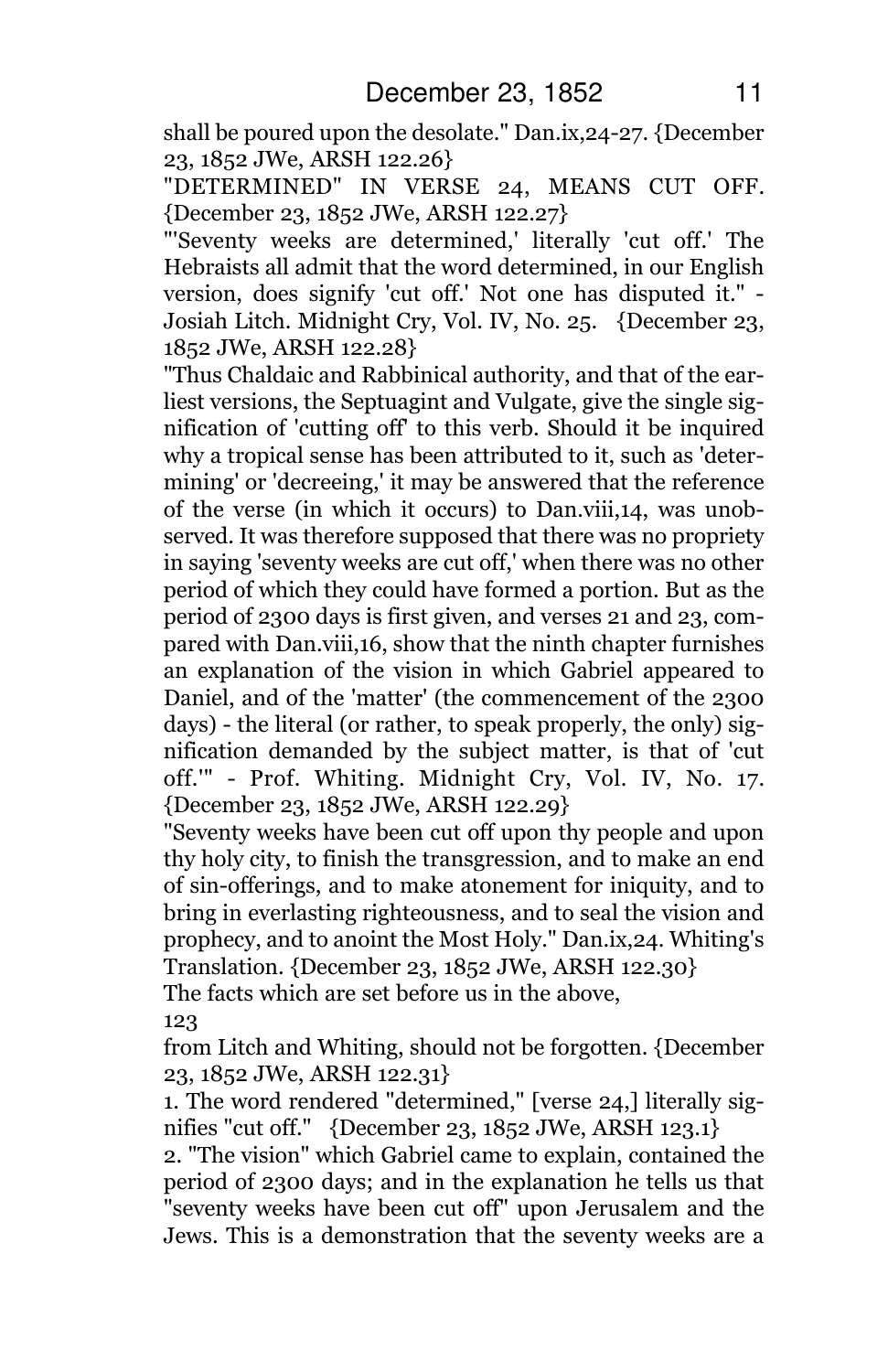shall be poured upon the desolate." Dan.ix,24-27. {December 23, 1852 JWe, ARSH 122.26}

"DETERMINED" IN VERSE 24, MEANS CUT OFF. {December 23, 1852 JWe, ARSH 122.27}

"'Seventy weeks are determined,' literally 'cut off.' The Hebraists all admit that the word determined, in our English version, does signify 'cut off.' Not one has disputed it." - Josiah Litch. Midnight Cry, Vol. IV, No. 25. {December 23, 1852 JWe, ARSH 122.28}

"Thus Chaldaic and Rabbinical authority, and that of the earliest versions, the Septuagint and Vulgate, give the single signification of 'cutting off' to this verb. Should it be inquired why a tropical sense has been attributed to it, such as 'determining' or 'decreeing,' it may be answered that the reference of the verse (in which it occurs) to Dan.viii,14, was unobserved. It was therefore supposed that there was no propriety in saying 'seventy weeks are cut off,' when there was no other period of which they could have formed a portion. But as the period of 2300 days is first given, and verses 21 and 23, compared with Dan.viii,16, show that the ninth chapter furnishes an explanation of the vision in which Gabriel appeared to Daniel, and of the 'matter' (the commencement of the 2300 days) - the literal (or rather, to speak properly, the only) signification demanded by the subject matter, is that of 'cut off.'" - Prof. Whiting. Midnight Cry, Vol. IV, No. 17. {December 23, 1852 JWe, ARSH 122.29}

"Seventy weeks have been cut off upon thy people and upon thy holy city, to finish the transgression, and to make an end of sin-offerings, and to make atonement for iniquity, and to bring in everlasting righteousness, and to seal the vision and prophecy, and to anoint the Most Holy." Dan.ix,24. Whiting's Translation. {December 23, 1852 JWe, ARSH 122.30}

The facts which are set before us in the above,

123

from Litch and Whiting, should not be forgotten. {December 23, 1852 JWe, ARSH 122.31}

1. The word rendered "determined," [verse 24,] literally signifies "cut off." {December 23, 1852 JWe, ARSH 123.1}

2. "The vision" which Gabriel came to explain, contained the period of 2300 days; and in the explanation he tells us that "seventy weeks have been cut off" upon Jerusalem and the Jews. This is a demonstration that the seventy weeks are a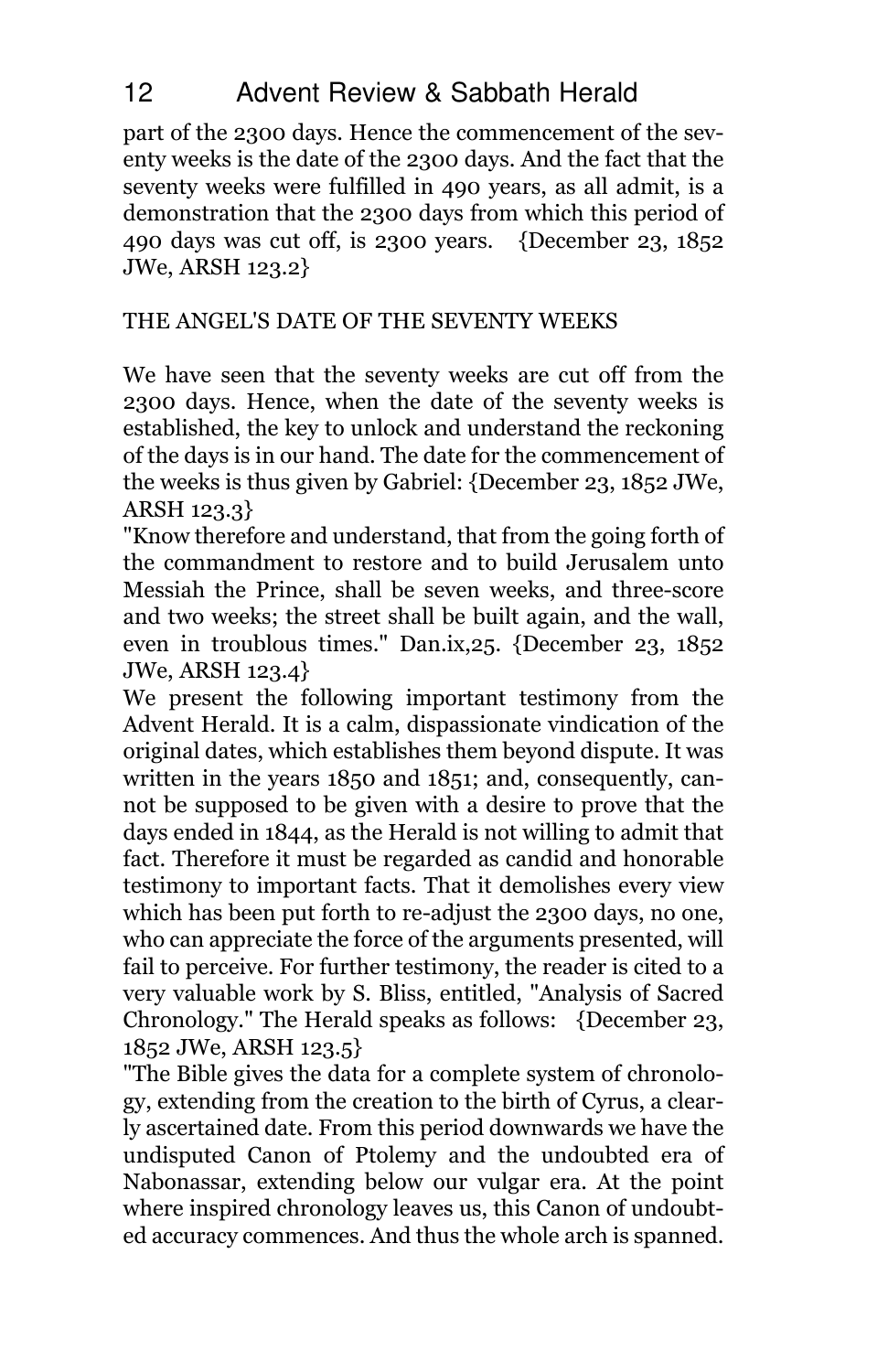part of the 2300 days. Hence the commencement of the seventy weeks is the date of the 2300 days. And the fact that the seventy weeks were fulfilled in 490 years, as all admit, is a demonstration that the 2300 days from which this period of 490 days was cut off, is 2300 years. {December 23, 1852 JWe, ARSH 123.2}

THE ANGEL'S DATE OF THE SEVENTY WEEKS

We have seen that the seventy weeks are cut off from the 2300 days. Hence, when the date of the seventy weeks is established, the key to unlock and understand the reckoning of the days is in our hand. The date for the commencement of the weeks is thus given by Gabriel: {December 23, 1852 JWe, ARSH 123.3}

"Know therefore and understand, that from the going forth of the commandment to restore and to build Jerusalem unto Messiah the Prince, shall be seven weeks, and three-score and two weeks; the street shall be built again, and the wall, even in troublous times." Dan.ix,25. {December 23, 1852 JWe, ARSH 123.4}

We present the following important testimony from the Advent Herald. It is a calm, dispassionate vindication of the original dates, which establishes them beyond dispute. It was written in the years 1850 and 1851; and, consequently, cannot be supposed to be given with a desire to prove that the days ended in 1844, as the Herald is not willing to admit that fact. Therefore it must be regarded as candid and honorable testimony to important facts. That it demolishes every view which has been put forth to re-adjust the 2300 days, no one, who can appreciate the force of the arguments presented, will fail to perceive. For further testimony, the reader is cited to a very valuable work by S. Bliss, entitled, "Analysis of Sacred Chronology." The Herald speaks as follows: {December 23, 1852 JWe, ARSH 123.5}

"The Bible gives the data for a complete system of chronology, extending from the creation to the birth of Cyrus, a clearly ascertained date. From this period downwards we have the undisputed Canon of Ptolemy and the undoubted era of Nabonassar, extending below our vulgar era. At the point where inspired chronology leaves us, this Canon of undoubted accuracy commences. And thus the whole arch is spanned.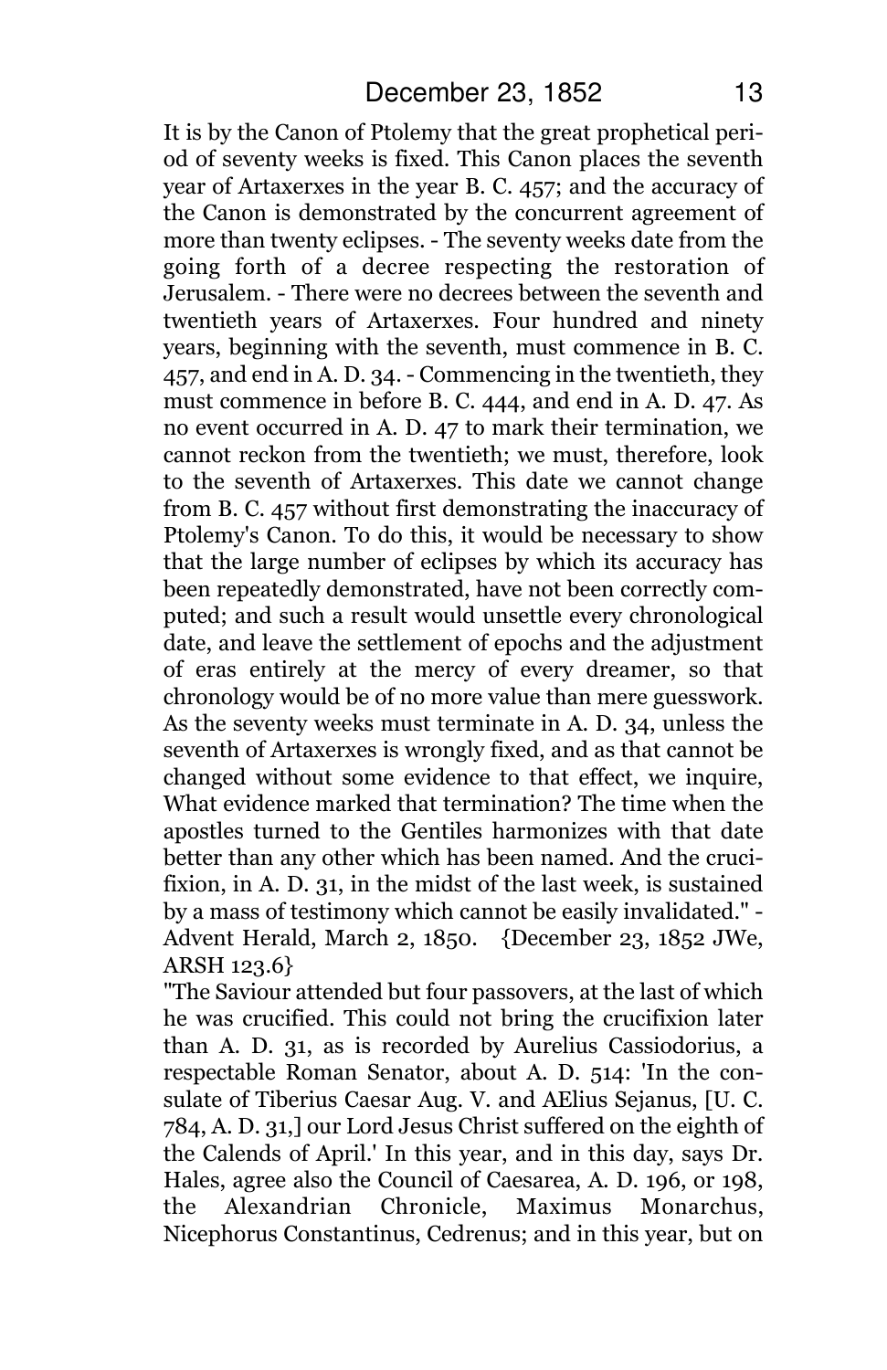It is by the Canon of Ptolemy that the great prophetical period of seventy weeks is fixed. This Canon places the seventh year of Artaxerxes in the year B. C. 457; and the accuracy of the Canon is demonstrated by the concurrent agreement of more than twenty eclipses. - The seventy weeks date from the going forth of a decree respecting the restoration of Jerusalem. - There were no decrees between the seventh and twentieth years of Artaxerxes. Four hundred and ninety years, beginning with the seventh, must commence in B. C. 457, and end in A. D. 34. - Commencing in the twentieth, they must commence in before B. C. 444, and end in A. D. 47. As no event occurred in A. D. 47 to mark their termination, we cannot reckon from the twentieth; we must, therefore, look to the seventh of Artaxerxes. This date we cannot change from B. C. 457 without first demonstrating the inaccuracy of Ptolemy's Canon. To do this, it would be necessary to show that the large number of eclipses by which its accuracy has been repeatedly demonstrated, have not been correctly computed; and such a result would unsettle every chronological date, and leave the settlement of epochs and the adjustment of eras entirely at the mercy of every dreamer, so that chronology would be of no more value than mere guesswork. As the seventy weeks must terminate in A. D. 34, unless the seventh of Artaxerxes is wrongly fixed, and as that cannot be changed without some evidence to that effect, we inquire, What evidence marked that termination? The time when the apostles turned to the Gentiles harmonizes with that date better than any other which has been named. And the crucifixion, in A. D. 31, in the midst of the last week, is sustained by a mass of testimony which cannot be easily invalidated." - Advent Herald, March 2, 1850. {December 23, 1852 JWe, ARSH 123.6}

"The Saviour attended but four passovers, at the last of which he was crucified. This could not bring the crucifixion later than A. D. 31, as is recorded by Aurelius Cassiodorius, a respectable Roman Senator, about A. D. 514: 'In the consulate of Tiberius Caesar Aug. V. and AElius Sejanus, [U. C. 784, A. D. 31,] our Lord Jesus Christ suffered on the eighth of the Calends of April.' In this year, and in this day, says Dr. Hales, agree also the Council of Caesarea, A. D. 196, or 198, the Alexandrian Chronicle, Maximus Monarchus, Nicephorus Constantinus, Cedrenus; and in this year, but on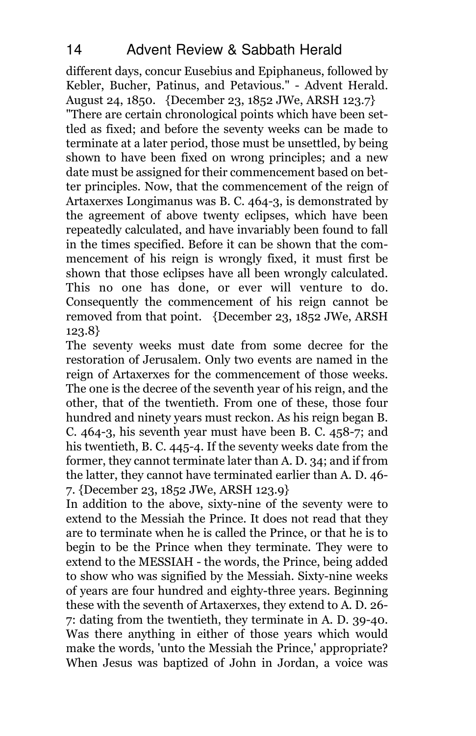different days, concur Eusebius and Epiphaneus, followed by Kebler, Bucher, Patinus, and Petavious." - Advent Herald. August 24, 1850. {December 23, 1852 JWe, ARSH 123.7}

"There are certain chronological points which have been settled as fixed; and before the seventy weeks can be made to terminate at a later period, those must be unsettled, by being shown to have been fixed on wrong principles; and a new date must be assigned for their commencement based on better principles. Now, that the commencement of the reign of Artaxerxes Longimanus was B. C. 464-3, is demonstrated by the agreement of above twenty eclipses, which have been repeatedly calculated, and have invariably been found to fall in the times specified. Before it can be shown that the commencement of his reign is wrongly fixed, it must first be shown that those eclipses have all been wrongly calculated. This no one has done, or ever will venture to do. Consequently the commencement of his reign cannot be removed from that point. {December 23, 1852 JWe, ARSH 123.8}

The seventy weeks must date from some decree for the restoration of Jerusalem. Only two events are named in the reign of Artaxerxes for the commencement of those weeks. The one is the decree of the seventh year of his reign, and the other, that of the twentieth. From one of these, those four hundred and ninety years must reckon. As his reign began B. C. 464-3, his seventh year must have been B. C. 458-7; and his twentieth, B. C. 445-4. If the seventy weeks date from the former, they cannot terminate later than A. D. 34; and if from the latter, they cannot have terminated earlier than A. D. 46-7. {December 23, 1852 JWe, ARSH 123.9}

In addition to the above, sixty-nine of the seventy were to extend to the Messiah the Prince. It does not read that they are to terminate when he is called the Prince, or that he is to begin to be the Prince when they terminate. They were to extend to the MESSIAH - the words, the Prince, being added to show who was signified by the Messiah. Sixty-nine weeks of years are four hundred and eighty-three years. Beginning these with the seventh of Artaxerxes, they extend to A. D. 26-7: dating from the twentieth, they terminate in A. D. 39-40. Was there anything in either of those years which would make the words, 'unto the Messiah the Prince,' appropriate? When Jesus was baptized of John in Jordan, a voice was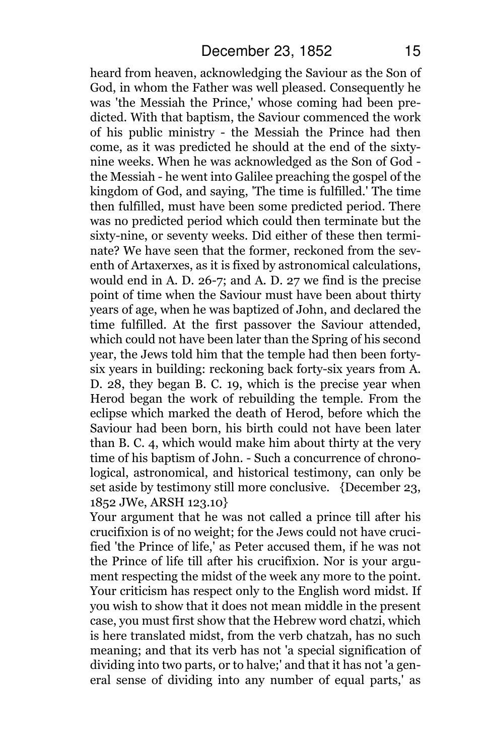heard from heaven, acknowledging the Saviour as the Son of God, in whom the Father was well pleased. Consequently he was 'the Messiah the Prince,' whose coming had been predicted. With that baptism, the Saviour commenced the work of his public ministry - the Messiah the Prince had then come, as it was predicted he should at the end of the sixty-nine weeks. When he was acknowledged as the Son of God - the Messiah - he went into Galilee preaching the gospel of the kingdom of God, and saying, 'The time is fulfilled.' The time then fulfilled, must have been some predicted period. There was no predicted period which could then terminate but the sixty-nine, or seventy weeks. Did either of these then terminate? We have seen that the former, reckoned from the seventh of Artaxerxes, as it is fixed by astronomical calculations, would end in A. D. 26-7; and A. D. 27 we find is the precise point of time when the Saviour must have been about thirty years of age, when he was baptized of John, and declared the time fulfilled. At the first passover the Saviour attended, which could not have been later than the Spring of his second year, the Jews told him that the temple had then been forty-six years in building: reckoning back forty-six years from A. D. 28, they began B. C. 19, which is the precise year when Herod began the work of rebuilding the temple. From the eclipse which marked the death of Herod, before which the Saviour had been born, his birth could not have been later than B. C. 4, which would make him about thirty at the very time of his baptism of John. - Such a concurrence of chronological, astronomical, and historical testimony, can only be set aside by testimony still more conclusive. {December 23, 1852 JWe, ARSH 123.10}

Your argument that he was not called a prince till after his crucifixion is of no weight; for the Jews could not have crucified 'the Prince of life,' as Peter accused them, if he was not the Prince of life till after his crucifixion. Nor is your argument respecting the midst of the week any more to the point. Your criticism has respect only to the English word midst. If you wish to show that it does not mean middle in the present case, you must first show that the Hebrew word chatzi, which is here translated midst, from the verb chatzah, has no such meaning; and that its verb has not 'a special signification of dividing into two parts, or to halve;' and that it has not 'a general sense of dividing into any number of equal parts,' as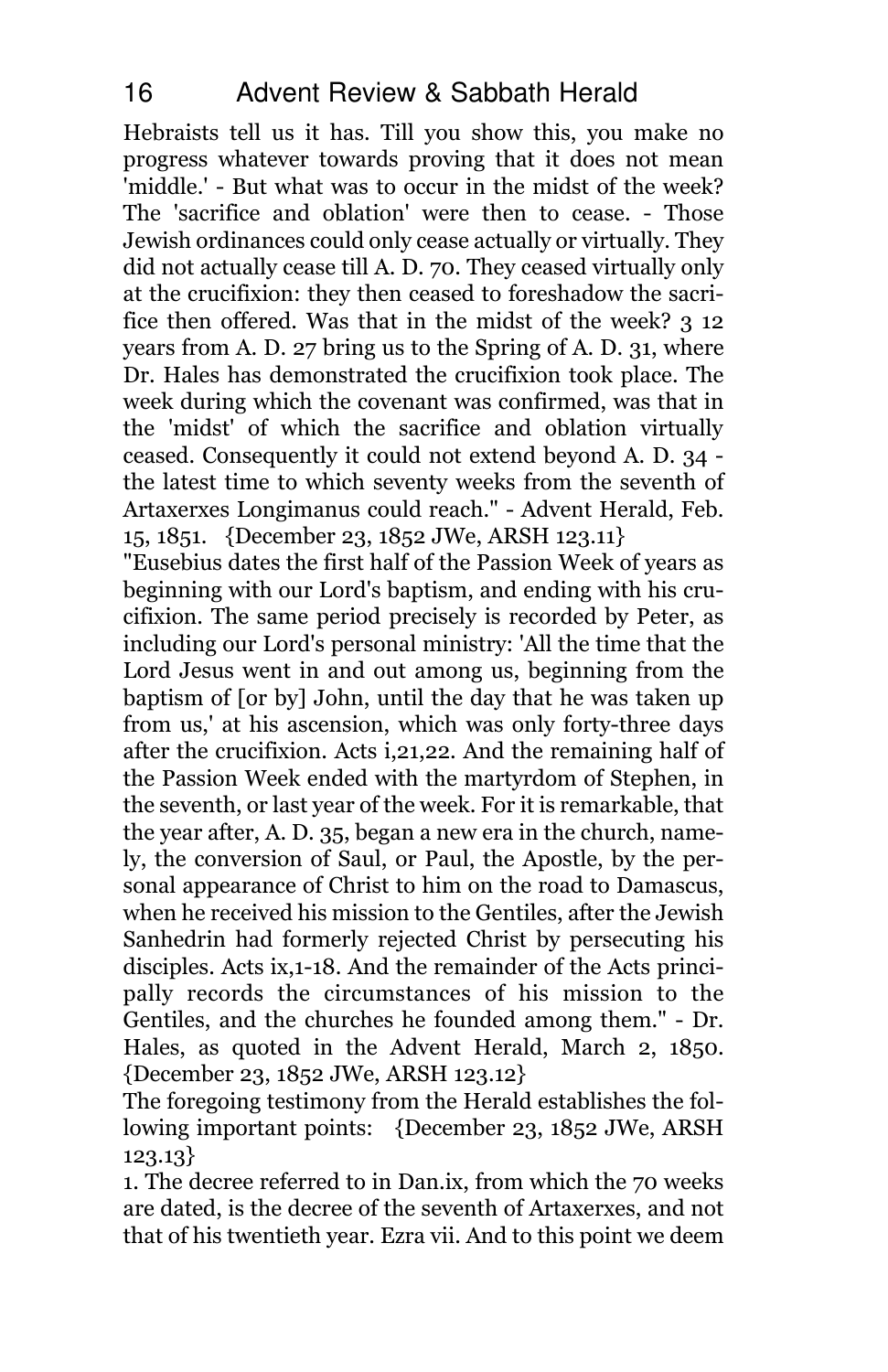Hebraists tell us it has. Till you show this, you make no progress whatever towards proving that it does not mean 'middle.' - But what was to occur in the midst of the week? The 'sacrifice and oblation' were then to cease. - Those Jewish ordinances could only cease actually or virtually. They did not actually cease till A. D. 70. They ceased virtually only at the crucifixion: they then ceased to foreshadow the sacrifice then offered. Was that in the midst of the week? 3 12 years from A. D. 27 bring us to the Spring of A. D. 31, where Dr. Hales has demonstrated the crucifixion took place. The week during which the covenant was confirmed, was that in the 'midst' of which the sacrifice and oblation virtually ceased. Consequently it could not extend beyond A. D. 34 - the latest time to which seventy weeks from the seventh of Artaxerxes Longimanus could reach." - Advent Herald, Feb. 15, 1851. {December 23, 1852 JWe, ARSH 123.11}

"Eusebius dates the first half of the Passion Week of years as beginning with our Lord's baptism, and ending with his crucifixion. The same period precisely is recorded by Peter, as including our Lord's personal ministry: 'All the time that the Lord Jesus went in and out among us, beginning from the baptism of [or by] John, until the day that he was taken up from us,' at his ascension, which was only forty-three days after the crucifixion. Acts i,21,22. And the remaining half of the Passion Week ended with the martyrdom of Stephen, in the seventh, or last year of the week. For it is remarkable, that the year after, A. D. 35, began a new era in the church, namely, the conversion of Saul, or Paul, the Apostle, by the personal appearance of Christ to him on the road to Damascus, when he received his mission to the Gentiles, after the Jewish Sanhedrin had formerly rejected Christ by persecuting his disciples. Acts ix,1-18. And the remainder of the Acts principally records the circumstances of his mission to the Gentiles, and the churches he founded among them." - Dr. Hales, as quoted in the Advent Herald, March 2, 1850. {December 23, 1852 JWe, ARSH 123.12}

The foregoing testimony from the Herald establishes the following important points: {December 23, 1852 JWe, ARSH 123.13}

1. The decree referred to in Dan.ix, from which the 70 weeks are dated, is the decree of the seventh of Artaxerxes, and not that of his twentieth year. Ezra vii. And to this point we deem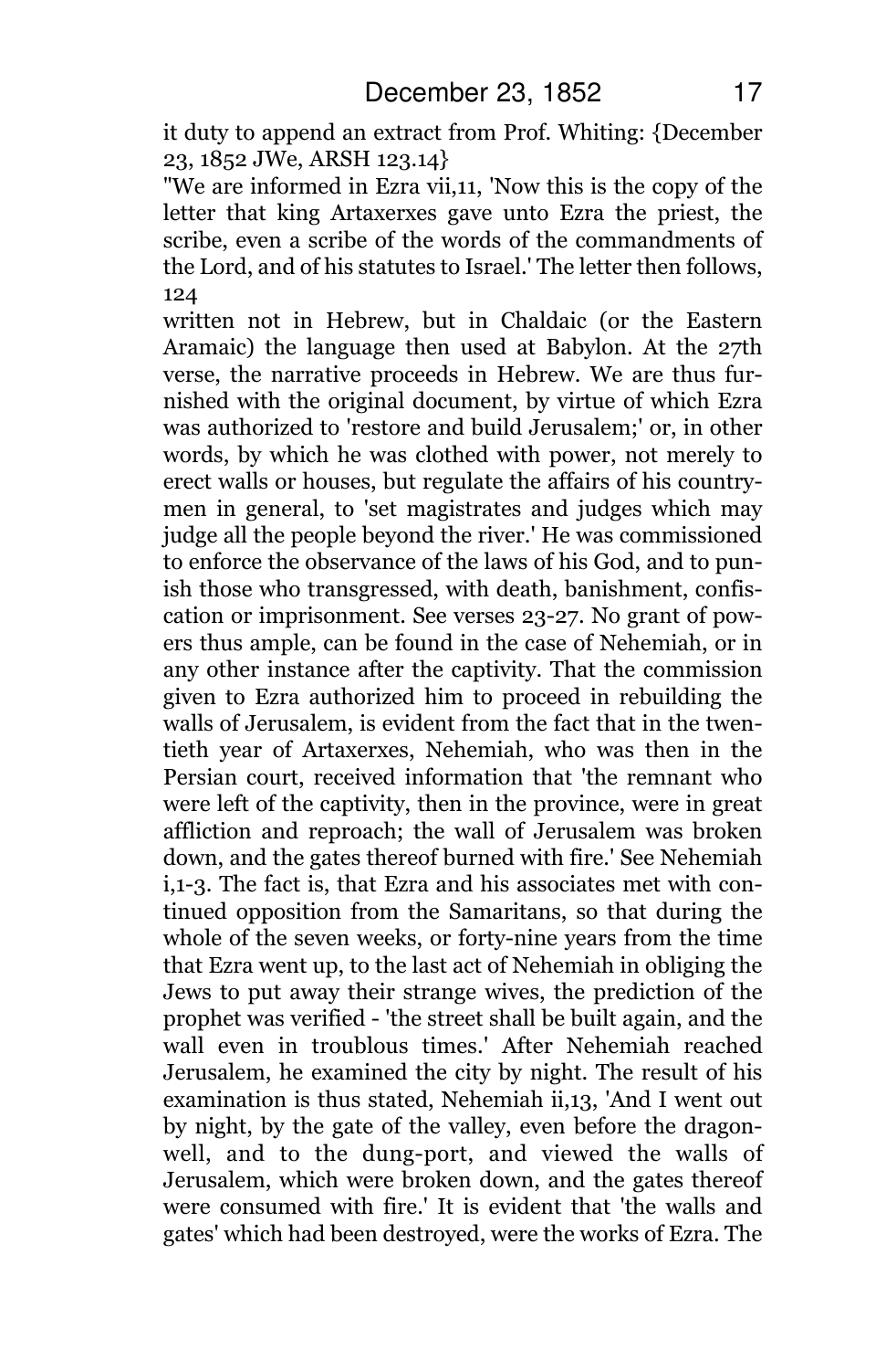it duty to append an extract from Prof. Whiting: {December 23, 1852 JWe, ARSH 123.14}

"We are informed in Ezra vii,11, 'Now this is the copy of the letter that king Artaxerxes gave unto Ezra the priest, the scribe, even a scribe of the words of the commandments of the Lord, and of his statutes to Israel.' The letter then follows, 124

written not in Hebrew, but in Chaldaic (or the Eastern Aramaic) the language then used at Babylon. At the 27th verse, the narrative proceeds in Hebrew. We are thus furnished with the original document, by virtue of which Ezra was authorized to 'restore and build Jerusalem;' or, in other words, by which he was clothed with power, not merely to erect walls or houses, but regulate the affairs of his countrymen in general, to 'set magistrates and judges which may judge all the people beyond the river.' He was commissioned to enforce the observance of the laws of his God, and to punish those who transgressed, with death, banishment, confiscation or imprisonment. See verses 23-27. No grant of powers thus ample, can be found in the case of Nehemiah, or in any other instance after the captivity. That the commission given to Ezra authorized him to proceed in rebuilding the walls of Jerusalem, is evident from the fact that in the twentieth year of Artaxerxes, Nehemiah, who was then in the Persian court, received information that 'the remnant who were left of the captivity, then in the province, were in great affliction and reproach; the wall of Jerusalem was broken down, and the gates thereof burned with fire.' See Nehemiah i,1-3. The fact is, that Ezra and his associates met with continued opposition from the Samaritans, so that during the whole of the seven weeks, or forty-nine years from the time that Ezra went up, to the last act of Nehemiah in obliging the Jews to put away their strange wives, the prediction of the prophet was verified - 'the street shall be built again, and the wall even in troublous times.' After Nehemiah reached Jerusalem, he examined the city by night. The result of his examination is thus stated, Nehemiah ii,13, 'And I went out by night, by the gate of the valley, even before the dragon-well, and to the dung-port, and viewed the walls of Jerusalem, which were broken down, and the gates thereof were consumed with fire.' It is evident that 'the walls and gates' which had been destroyed, were the works of Ezra. The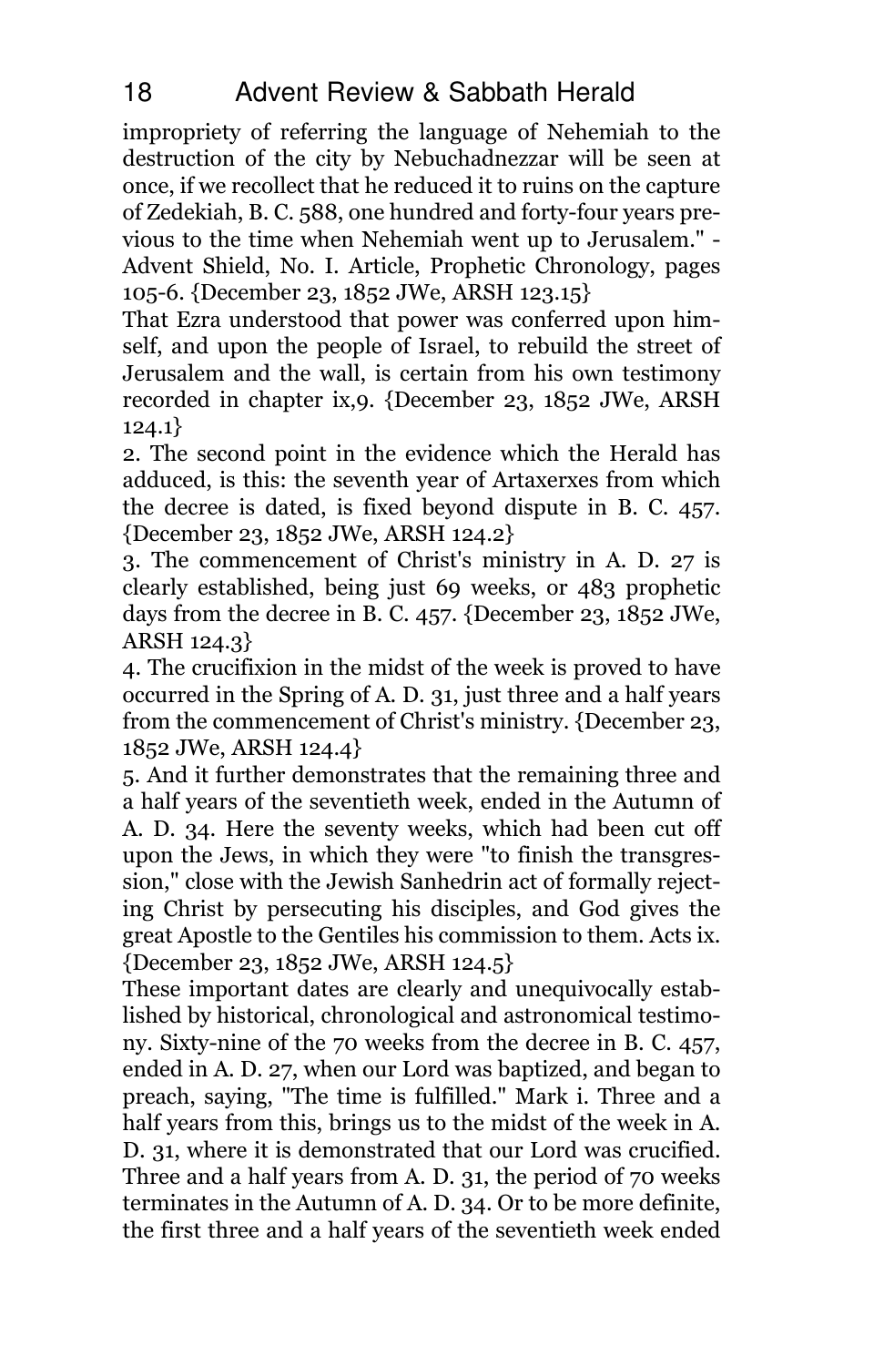impropriety of referring the language of Nehemiah to the destruction of the city by Nebuchadnezzar will be seen at once, if we recollect that he reduced it to ruins on the capture of Zedekiah, B. C. 588, one hundred and forty-four years previous to the time when Nehemiah went up to Jerusalem." - Advent Shield, No. I. Article, Prophetic Chronology, pages 105-6. {December 23, 1852 JWe, ARSH 123.15}

That Ezra understood that power was conferred upon himself, and upon the people of Israel, to rebuild the street of Jerusalem and the wall, is certain from his own testimony recorded in chapter ix,9. {December 23, 1852 JWe, ARSH 124.1}

2. The second point in the evidence which the Herald has adduced, is this: the seventh year of Artaxerxes from which the decree is dated, is fixed beyond dispute in B. C. 457. {December 23, 1852 JWe, ARSH 124.2}

3. The commencement of Christ's ministry in A. D. 27 is clearly established, being just 69 weeks, or 483 prophetic days from the decree in B. C. 457. {December 23, 1852 JWe, ARSH 124.3}

4. The crucifixion in the midst of the week is proved to have occurred in the Spring of A. D. 31, just three and a half years from the commencement of Christ's ministry. {December 23, 1852 JWe, ARSH 124.4}

5. And it further demonstrates that the remaining three and a half years of the seventieth week, ended in the Autumn of A. D. 34. Here the seventy weeks, which had been cut off upon the Jews, in which they were "to finish the transgression," close with the Jewish Sanhedrin act of formally rejecting Christ by persecuting his disciples, and God gives the great Apostle to the Gentiles his commission to them. Acts ix. {December 23, 1852 JWe, ARSH 124.5}

These important dates are clearly and unequivocally established by historical, chronological and astronomical testimony. Sixty-nine of the 70 weeks from the decree in B. C. 457, ended in A. D. 27, when our Lord was baptized, and began to preach, saying, "The time is fulfilled." Mark i. Three and a half years from this, brings us to the midst of the week in A. D. 31, where it is demonstrated that our Lord was crucified. Three and a half years from A. D. 31, the period of 70 weeks terminates in the Autumn of A. D. 34. Or to be more definite, the first three and a half years of the seventieth week ended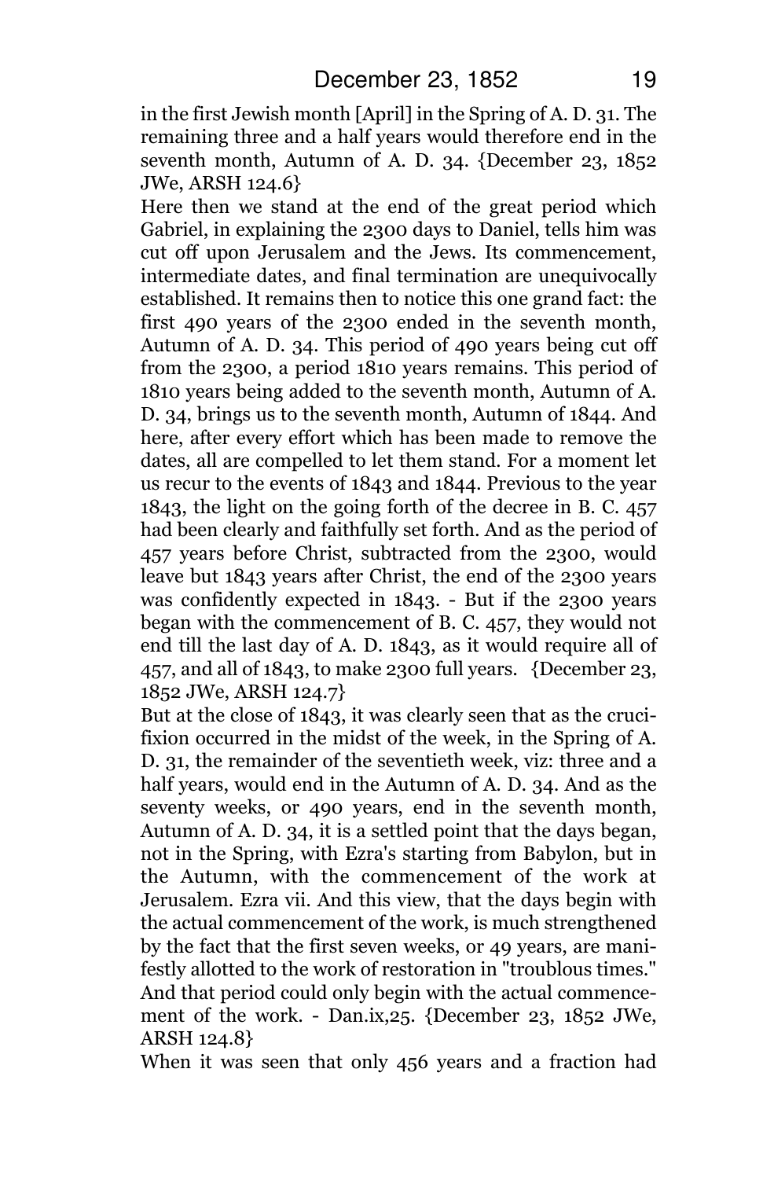in the first Jewish month [April] in the Spring of A. D. 31. The remaining three and a half years would therefore end in the seventh month, Autumn of A. D. 34. {December 23, 1852 JWe, ARSH 124.6}

Here then we stand at the end of the great period which Gabriel, in explaining the 2300 days to Daniel, tells him was cut off upon Jerusalem and the Jews. Its commencement, intermediate dates, and final termination are unequivocally established. It remains then to notice this one grand fact: the first 490 years of the 2300 ended in the seventh month, Autumn of A. D. 34. This period of 490 years being cut off from the 2300, a period 1810 years remains. This period of 1810 years being added to the seventh month, Autumn of A. D. 34, brings us to the seventh month, Autumn of 1844. And here, after every effort which has been made to remove the dates, all are compelled to let them stand. For a moment let us recur to the events of 1843 and 1844. Previous to the year 1843, the light on the going forth of the decree in B. C. 457 had been clearly and faithfully set forth. And as the period of 457 years before Christ, subtracted from the 2300, would leave but 1843 years after Christ, the end of the 2300 years was confidently expected in 1843. - But if the 2300 years began with the commencement of B. C. 457, they would not end till the last day of A. D. 1843, as it would require all of 457, and all of 1843, to make 2300 full years. {December 23, 1852 JWe, ARSH 124.7}

But at the close of 1843, it was clearly seen that as the crucifixion occurred in the midst of the week, in the Spring of A. D. 31, the remainder of the seventieth week, viz: three and a half years, would end in the Autumn of A. D. 34. And as the seventy weeks, or 490 years, end in the seventh month, Autumn of A. D. 34, it is a settled point that the days began, not in the Spring, with Ezra's starting from Babylon, but in the Autumn, with the commencement of the work at Jerusalem. Ezra vii. And this view, that the days begin with the actual commencement of the work, is much strengthened by the fact that the first seven weeks, or 49 years, are manifestly allotted to the work of restoration in "troublous times." And that period could only begin with the actual commencement of the work. - Dan.ix,25. {December 23, 1852 JWe, ARSH 124.8}

When it was seen that only 456 years and a fraction had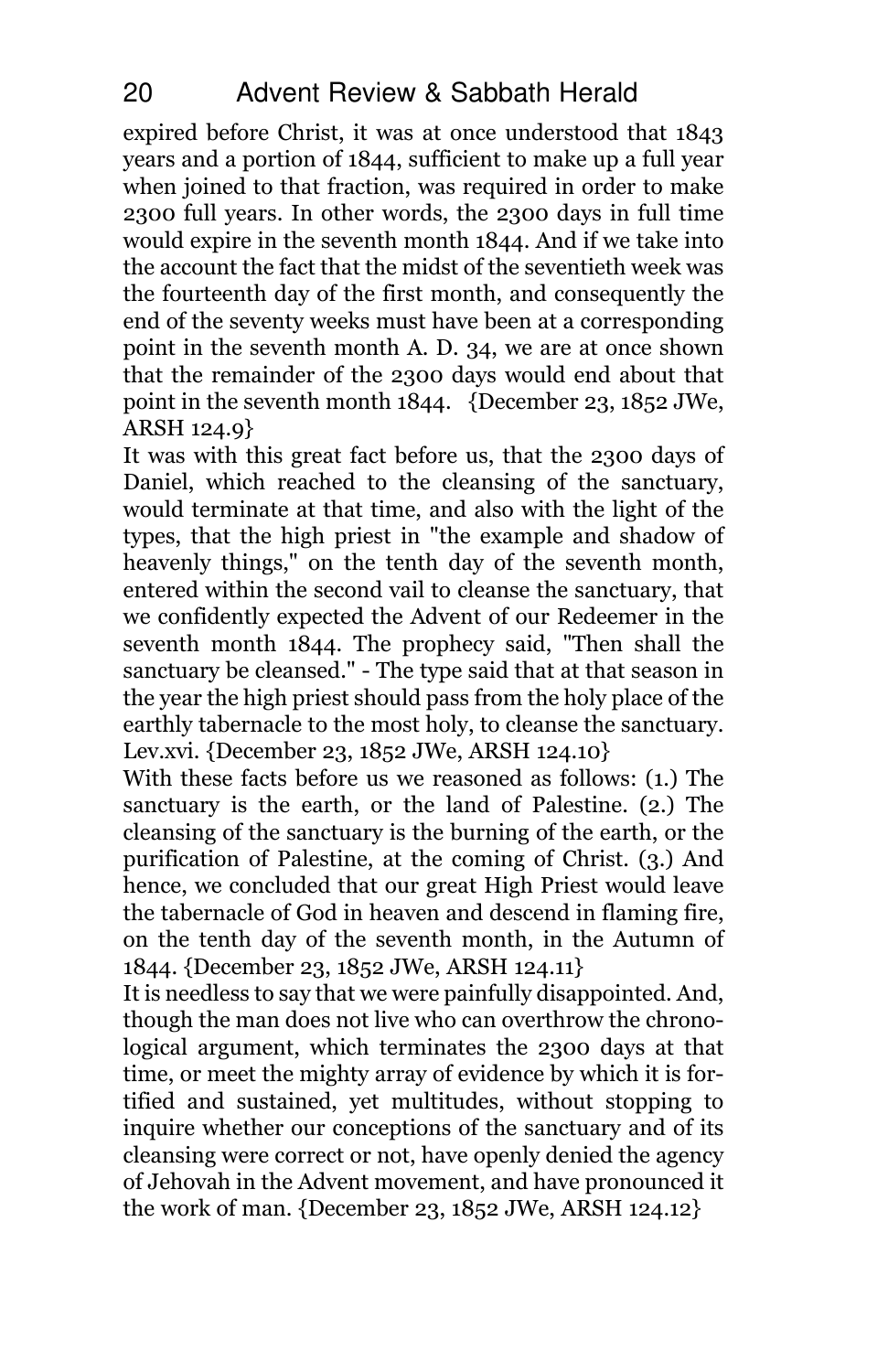expired before Christ, it was at once understood that 1843 years and a portion of 1844, sufficient to make up a full year when joined to that fraction, was required in order to make 2300 full years. In other words, the 2300 days in full time would expire in the seventh month 1844. And if we take into the account the fact that the midst of the seventieth week was the fourteenth day of the first month, and consequently the end of the seventy weeks must have been at a corresponding point in the seventh month A. D. 34, we are at once shown that the remainder of the 2300 days would end about that point in the seventh month 1844. {December 23, 1852 JWe, ARSH 124.9}

It was with this great fact before us, that the 2300 days of Daniel, which reached to the cleansing of the sanctuary, would terminate at that time, and also with the light of the types, that the high priest in "the example and shadow of heavenly things," on the tenth day of the seventh month, entered within the second vail to cleanse the sanctuary, that we confidently expected the Advent of our Redeemer in the seventh month 1844. The prophecy said, "Then shall the sanctuary be cleansed." - The type said that at that season in the year the high priest should pass from the holy place of the earthly tabernacle to the most holy, to cleanse the sanctuary. Lev.xvi. {December 23, 1852 JWe, ARSH 124.10}

With these facts before us we reasoned as follows: (1.) The sanctuary is the earth, or the land of Palestine. (2.) The cleansing of the sanctuary is the burning of the earth, or the purification of Palestine, at the coming of Christ. (3.) And hence, we concluded that our great High Priest would leave the tabernacle of God in heaven and descend in flaming fire, on the tenth day of the seventh month, in the Autumn of 1844. {December 23, 1852 JWe, ARSH 124.11}

It is needless to say that we were painfully disappointed. And, though the man does not live who can overthrow the chronological argument, which terminates the 2300 days at that time, or meet the mighty array of evidence by which it is fortified and sustained, yet multitudes, without stopping to inquire whether our conceptions of the sanctuary and of its cleansing were correct or not, have openly denied the agency of Jehovah in the Advent movement, and have pronounced it the work of man. {December 23, 1852 JWe, ARSH 124.12}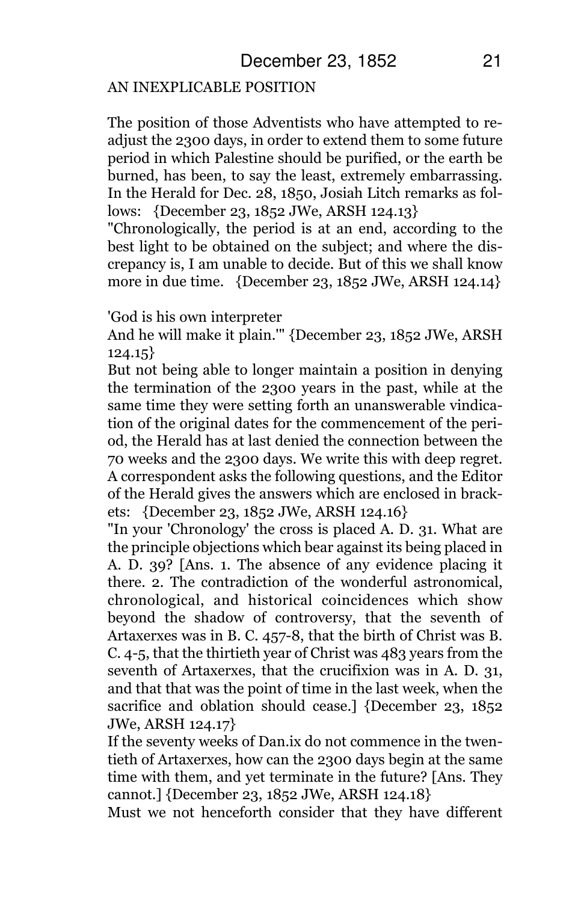## AN INEXPLICABLE POSITION

The position of those Adventists who have attempted to re-adjust the 2300 days, in order to extend them to some future period in which Palestine should be purified, or the earth be burned, has been, to say the least, extremely embarrassing. In the Herald for Dec. 28, 1850, Josiah Litch remarks as follows: {December 23, 1852 JWe, ARSH 124.13}

"Chronologically, the period is at an end, according to the best light to be obtained on the subject; and where the discrepancy is, I am unable to decide. But of this we shall know more in due time. {December 23, 1852 JWe, ARSH 124.14}

'God is his own interpreter
And he will make it plain.'" {December 23, 1852 JWe, ARSH 124.15}

But not being able to longer maintain a position in denying the termination of the 2300 years in the past, while at the same time they were setting forth an unanswerable vindication of the original dates for the commencement of the period, the Herald has at last denied the connection between the 70 weeks and the 2300 days. We write this with deep regret. A correspondent asks the following questions, and the Editor of the Herald gives the answers which are enclosed in brackets: {December 23, 1852 JWe, ARSH 124.16}

"In your 'Chronology' the cross is placed A. D. 31. What are the principle objections which bear against its being placed in A. D. 39? [Ans. 1. The absence of any evidence placing it there. 2. The contradiction of the wonderful astronomical, chronological, and historical coincidences which show beyond the shadow of controversy, that the seventh of Artaxerxes was in B. C. 457-8, that the birth of Christ was B. C. 4-5, that the thirtieth year of Christ was 483 years from the seventh of Artaxerxes, that the crucifixion was in A. D. 31, and that that was the point of time in the last week, when the sacrifice and oblation should cease.] {December 23, 1852 JWe, ARSH 124.17}

If the seventy weeks of Dan.ix do not commence in the twentieth of Artaxerxes, how can the 2300 days begin at the same time with them, and yet terminate in the future? [Ans. They cannot.] {December 23, 1852 JWe, ARSH 124.18}

Must we not henceforth consider that they have different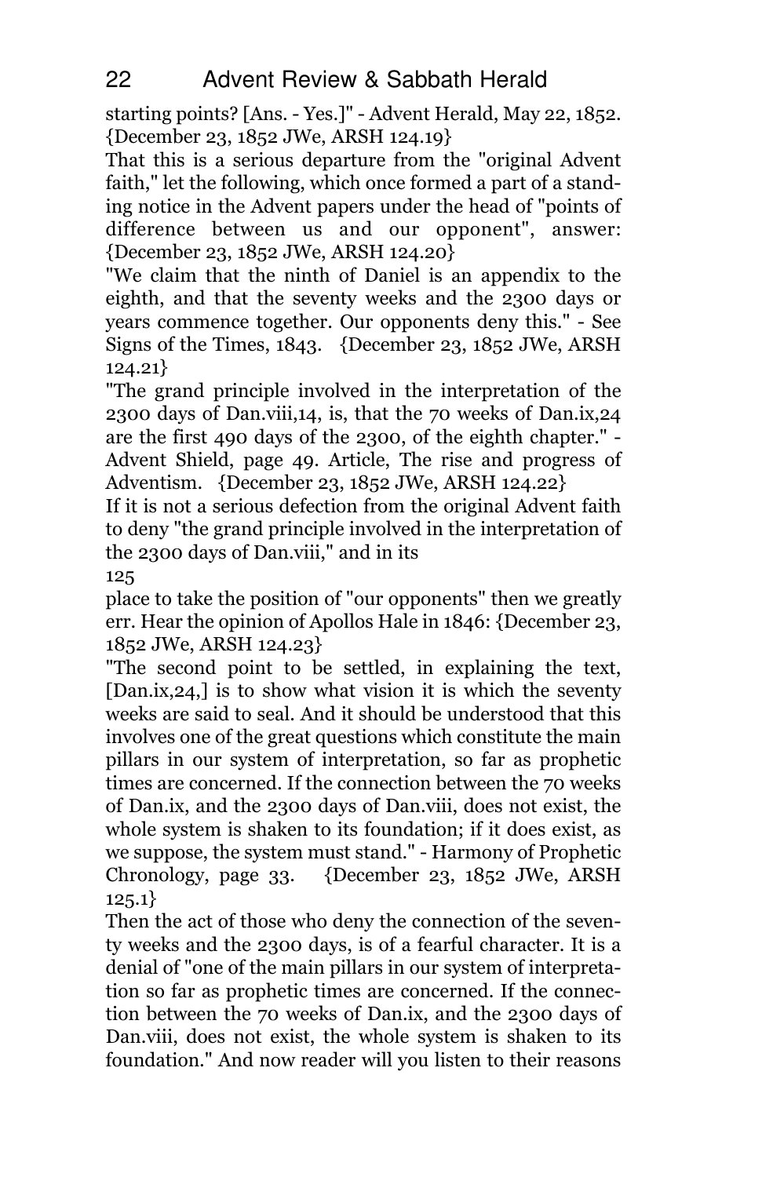starting points? [Ans. - Yes.]" - Advent Herald, May 22, 1852. {December 23, 1852 JWe, ARSH 124.19}

That this is a serious departure from the "original Advent faith," let the following, which once formed a part of a standing notice in the Advent papers under the head of "points of difference between us and our opponent", answer: {December 23, 1852 JWe, ARSH 124.20}

"We claim that the ninth of Daniel is an appendix to the eighth, and that the seventy weeks and the 2300 days or years commence together. Our opponents deny this." - See Signs of the Times, 1843. {December 23, 1852 JWe, ARSH 124.21}

"The grand principle involved in the interpretation of the 2300 days of Dan.viii,14, is, that the 70 weeks of Dan.ix,24 are the first 490 days of the 2300, of the eighth chapter." - Advent Shield, page 49. Article, The rise and progress of Adventism. {December 23, 1852 JWe, ARSH 124.22}

If it is not a serious defection from the original Advent faith to deny "the grand principle involved in the interpretation of the 2300 days of Dan.viii," and in its

125

place to take the position of "our opponents" then we greatly err. Hear the opinion of Apollos Hale in 1846: {December 23, 1852 JWe, ARSH 124.23}

"The second point to be settled, in explaining the text, [Dan.ix,24,] is to show what vision it is which the seventy weeks are said to seal. And it should be understood that this involves one of the great questions which constitute the main pillars in our system of interpretation, so far as prophetic times are concerned. If the connection between the 70 weeks of Dan.ix, and the 2300 days of Dan.viii, does not exist, the whole system is shaken to its foundation; if it does exist, as we suppose, the system must stand." - Harmony of Prophetic Chronology, page 33. {December 23, 1852 JWe, ARSH 125.1}

Then the act of those who deny the connection of the seventy weeks and the 2300 days, is of a fearful character. It is a denial of "one of the main pillars in our system of interpretation so far as prophetic times are concerned. If the connection between the 70 weeks of Dan.ix, and the 2300 days of Dan.viii, does not exist, the whole system is shaken to its foundation." And now reader will you listen to their reasons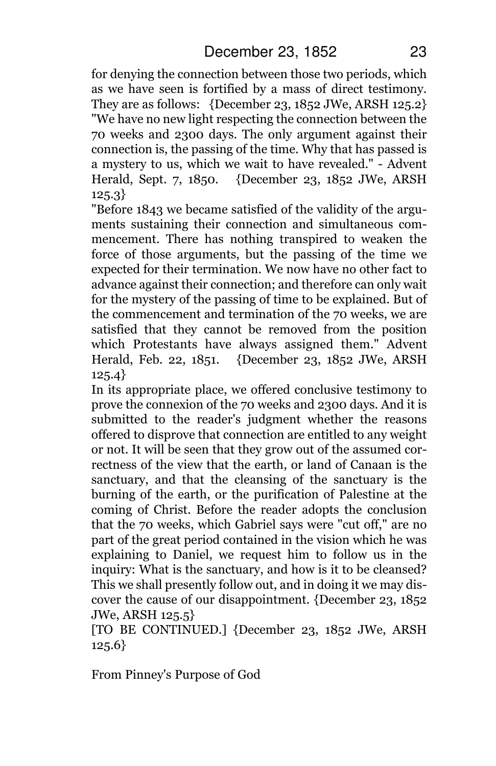for denying the connection between those two periods, which as we have seen is fortified by a mass of direct testimony. They are as follows: {December 23, 1852 JWe, ARSH 125.2}

"We have no new light respecting the connection between the 70 weeks and 2300 days. The only argument against their connection is, the passing of the time. Why that has passed is a mystery to us, which we wait to have revealed." - Advent Herald, Sept. 7, 1850. {December 23, 1852 JWe, ARSH 125.3}

"Before 1843 we became satisfied of the validity of the arguments sustaining their connection and simultaneous commencement. There has nothing transpired to weaken the force of those arguments, but the passing of the time we expected for their termination. We now have no other fact to advance against their connection; and therefore can only wait for the mystery of the passing of time to be explained. But of the commencement and termination of the 70 weeks, we are satisfied that they cannot be removed from the position which Protestants have always assigned them." Advent Herald, Feb. 22, 1851. {December 23, 1852 JWe, ARSH 125.4}

In its appropriate place, we offered conclusive testimony to prove the connexion of the 70 weeks and 2300 days. And it is submitted to the reader's judgment whether the reasons offered to disprove that connection are entitled to any weight or not. It will be seen that they grow out of the assumed correctness of the view that the earth, or land of Canaan is the sanctuary, and that the cleansing of the sanctuary is the burning of the earth, or the purification of Palestine at the coming of Christ. Before the reader adopts the conclusion that the 70 weeks, which Gabriel says were "cut off," are no part of the great period contained in the vision which he was explaining to Daniel, we request him to follow us in the inquiry: What is the sanctuary, and how is it to be cleansed? This we shall presently follow out, and in doing it we may discover the cause of our disappointment. {December 23, 1852 JWe, ARSH 125.5}

[TO BE CONTINUED.] {December 23, 1852 JWe, ARSH 125.6}

From Pinney's Purpose of God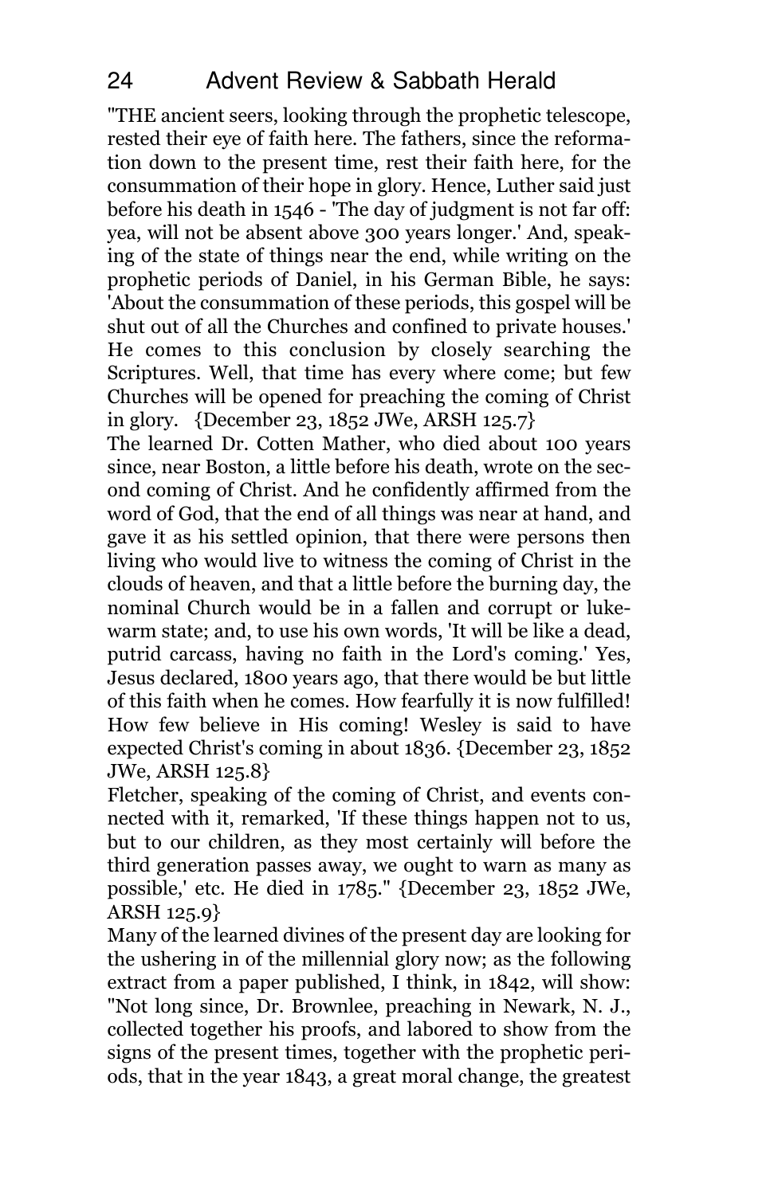"THE ancient seers, looking through the prophetic telescope, rested their eye of faith here. The fathers, since the reformation down to the present time, rest their faith here, for the consummation of their hope in glory. Hence, Luther said just before his death in 1546 - 'The day of judgment is not far off: yea, will not be absent above 300 years longer.' And, speaking of the state of things near the end, while writing on the prophetic periods of Daniel, in his German Bible, he says: 'About the consummation of these periods, this gospel will be shut out of all the Churches and confined to private houses.' He comes to this conclusion by closely searching the Scriptures. Well, that time has every where come; but few Churches will be opened for preaching the coming of Christ in glory. {December 23, 1852 JWe, ARSH 125.7}

The learned Dr. Cotten Mather, who died about 100 years since, near Boston, a little before his death, wrote on the second coming of Christ. And he confidently affirmed from the word of God, that the end of all things was near at hand, and gave it as his settled opinion, that there were persons then living who would live to witness the coming of Christ in the clouds of heaven, and that a little before the burning day, the nominal Church would be in a fallen and corrupt or lukewarm state; and, to use his own words, 'It will be like a dead, putrid carcass, having no faith in the Lord's coming.' Yes, Jesus declared, 1800 years ago, that there would be but little of this faith when he comes. How fearfully it is now fulfilled! How few believe in His coming! Wesley is said to have expected Christ's coming in about 1836. {December 23, 1852 JWe, ARSH 125.8}

Fletcher, speaking of the coming of Christ, and events connected with it, remarked, 'If these things happen not to us, but to our children, as they most certainly will before the third generation passes away, we ought to warn as many as possible,' etc. He died in 1785." {December 23, 1852 JWe, ARSH 125.9}

Many of the learned divines of the present day are looking for the ushering in of the millennial glory now; as the following extract from a paper published, I think, in 1842, will show: "Not long since, Dr. Brownlee, preaching in Newark, N. J., collected together his proofs, and labored to show from the signs of the present times, together with the prophetic periods, that in the year 1843, a great moral change, the greatest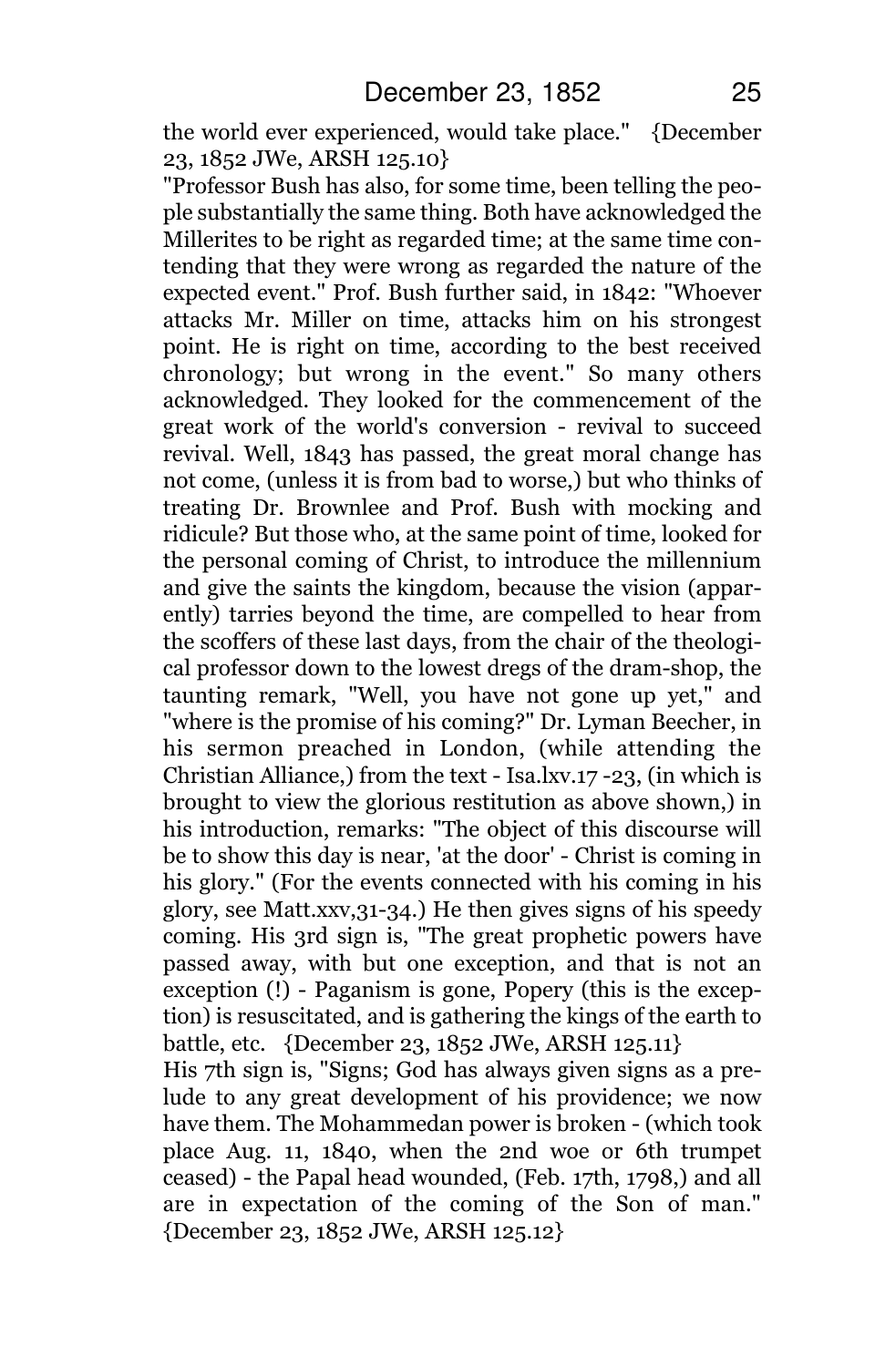the world ever experienced, would take place." {December 23, 1852 JWe, ARSH 125.10}

"Professor Bush has also, for some time, been telling the people substantially the same thing. Both have acknowledged the Millerites to be right as regarded time; at the same time contending that they were wrong as regarded the nature of the expected event." Prof. Bush further said, in 1842: "Whoever attacks Mr. Miller on time, attacks him on his strongest point. He is right on time, according to the best received chronology; but wrong in the event." So many others acknowledged. They looked for the commencement of the great work of the world's conversion - revival to succeed revival. Well, 1843 has passed, the great moral change has not come, (unless it is from bad to worse,) but who thinks of treating Dr. Brownlee and Prof. Bush with mocking and ridicule? But those who, at the same point of time, looked for the personal coming of Christ, to introduce the millennium and give the saints the kingdom, because the vision (apparently) tarries beyond the time, are compelled to hear from the scoffers of these last days, from the chair of the theological professor down to the lowest dregs of the dram-shop, the taunting remark, "Well, you have not gone up yet," and "where is the promise of his coming?" Dr. Lyman Beecher, in his sermon preached in London, (while attending the Christian Alliance,) from the text - Isa.lxv.17 -23, (in which is brought to view the glorious restitution as above shown,) in his introduction, remarks: "The object of this discourse will be to show this day is near, 'at the door' - Christ is coming in his glory." (For the events connected with his coming in his glory, see Matt.xxv,31-34.) He then gives signs of his speedy coming. His 3rd sign is, "The great prophetic powers have passed away, with but one exception, and that is not an exception (!) - Paganism is gone, Popery (this is the exception) is resuscitated, and is gathering the kings of the earth to battle, etc. {December 23, 1852 JWe, ARSH 125.11}

His 7th sign is, "Signs; God has always given signs as a prelude to any great development of his providence; we now have them. The Mohammedan power is broken - (which took place Aug. 11, 1840, when the 2nd woe or 6th trumpet ceased) - the Papal head wounded, (Feb. 17th, 1798,) and all are in expectation of the coming of the Son of man." {December 23, 1852 JWe, ARSH 125.12}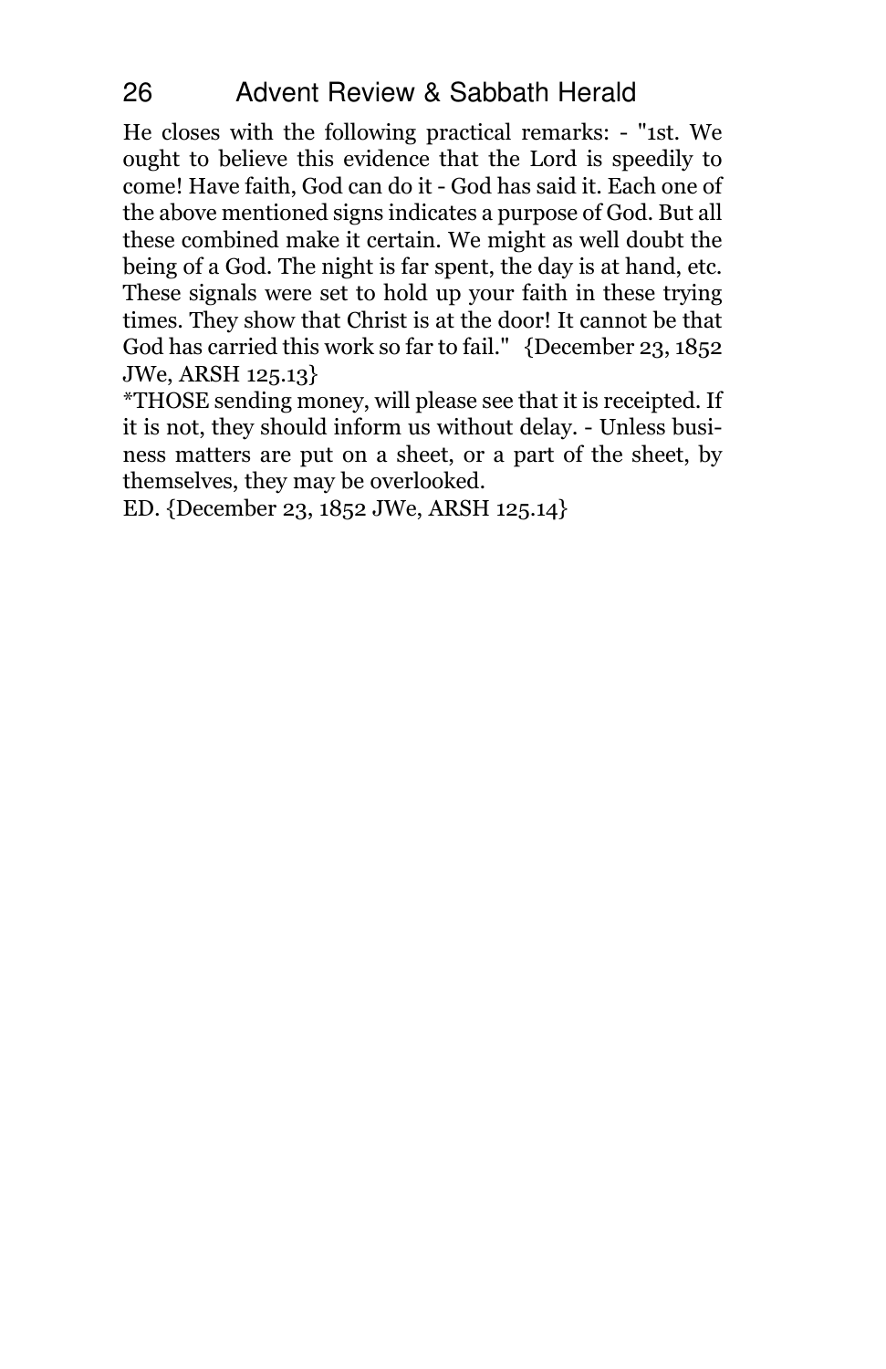He closes with the following practical remarks: - "1st. We ought to believe this evidence that the Lord is speedily to come! Have faith, God can do it - God has said it. Each one of the above mentioned signs indicates a purpose of God. But all these combined make it certain. We might as well doubt the being of a God. The night is far spent, the day is at hand, etc. These signals were set to hold up your faith in these trying times. They show that Christ is at the door! It cannot be that God has carried this work so far to fail." {December 23, 1852 JWe, ARSH 125.13}

*THOSE sending money, will please see that it is receipted. If it is not, they should inform us without delay. - Unless business matters are put on a sheet, or a part of the sheet, by themselves, they may be overlooked.

ED. {December 23, 1852 JWe, ARSH 125.14}